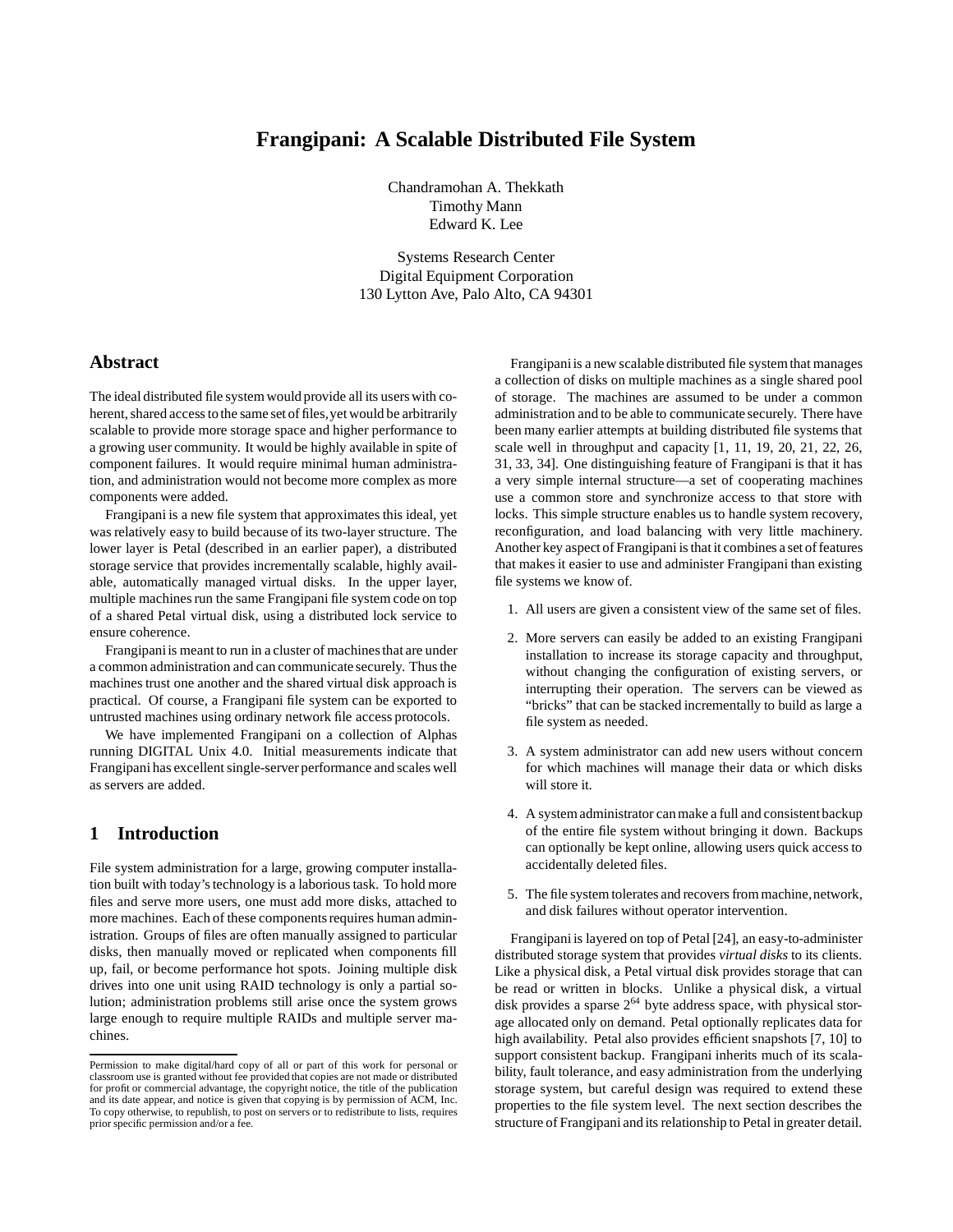# Frangipani: A Scalable Distributed File System

Chandramohan A. Thekkath
Timothy Mann
Edward K. Lee

Systems Research Center
Digital Equipment Corporation
130 Lytton Ave, Palo Alto, CA 94301

## Abstract

The ideal distributed file system would provide all its users with coherent, shared access to the same set of files, yet would be arbitrarily scalable to provide more storage space and higher performance to a growing user community. It would be highly available in spite of component failures. It would require minimal human administration, and administration would not become more complex as more components were added.

Frangipani is a new file system that approximates this ideal, yet was relatively easy to build because of its two-layer structure. The lower layer is Petal (described in an earlier paper), a distributed storage service that provides incrementally scalable, highly available, automatically managed virtual disks. In the upper layer, multiple machines run the same Frangipani file system code on top of a shared Petal virtual disk, using a distributed lock service to ensure coherence.

Frangipani is meant to run in a cluster of machines that are under a common administration and can communicate securely. Thus the machines trust one another and the shared virtual disk approach is practical. Of course, a Frangipani file system can be exported to untrusted machines using ordinary network file access protocols.

We have implemented Frangipani on a collection of Alphas running DIGITAL Unix 4.0. Initial measurements indicate that Frangipani has excellent single-server performance and scales well as servers are added.

## 1 Introduction

File system administration for a large, growing computer installation built with today's technology is a laborious task. To hold more files and serve more users, one must add more disks, attached to more machines. Each of these components requires human administration. Groups of files are often manually assigned to particular disks, then manually moved or replicated when components fill up, fail, or become performance hot spots. Joining multiple disk drives into one unit using RAID technology is only a partial solution; administration problems still arise once the system grows large enough to require multiple RAIDs and multiple server machines.

Permission to make digital/hard copy of all or part of this work for personal or classroom use is granted without fee provided that copies are not made or distributed for profit or commercial advantage, the copyright notice, the title of the publication and its date appear, and notice is given that copying is by permission of ACM, Inc. To copy otherwise, to republish, to post on servers or to redistribute to lists, requires prior specific permission and/or a fee.

Frangipani is a new scalable distributed file system that manages a collection of disks on multiple machines as a single shared pool of storage. The machines are assumed to be under a common administration and to be able to communicate securely. There have been many earlier attempts at building distributed file systems that scale well in throughput and capacity [1, 11, 19, 20, 21, 22, 26, 31, 33, 34]. One distinguishing feature of Frangipani is that it has a very simple internal structure—a set of cooperating machines use a common store and synchronize access to that store with locks. This simple structure enables us to handle system recovery, reconfiguration, and load balancing with very little machinery. Another key aspect of Frangipani is that it combines a set of features that makes it easier to use and administer Frangipani than existing file systems we know of.

1. All users are given a consistent view of the same set of files.

2. More servers can easily be added to an existing Frangipani installation to increase its storage capacity and throughput, without changing the configuration of existing servers, or interrupting their operation. The servers can be viewed as "bricks" that can be stacked incrementally to build as large a file system as needed.

3. A system administrator can add new users without concern for which machines will manage their data or which disks will store it.

4. A system administrator can make a full and consistent backup of the entire file system without bringing it down. Backups can optionally be kept online, allowing users quick access to accidentally deleted files.

5. The file system tolerates and recovers from machine, network, and disk failures without operator intervention.

Frangipani is layered on top of Petal [24], an easy-to-administer distributed storage system that provides *virtual disks* to its clients. Like a physical disk, a Petal virtual disk provides storage that can be read or written in blocks. Unlike a physical disk, a virtual disk provides a sparse $2^{64}$ byte address space, with physical storage allocated only on demand. Petal optionally replicates data for high availability. Petal also provides efficient snapshots [7, 10] to support consistent backup. Frangipani inherits much of its scalability, fault tolerance, and easy administration from the underlying storage system, but careful design was required to extend these properties to the file system level. The next section describes the structure of Frangipani and its relationship to Petal in greater detail.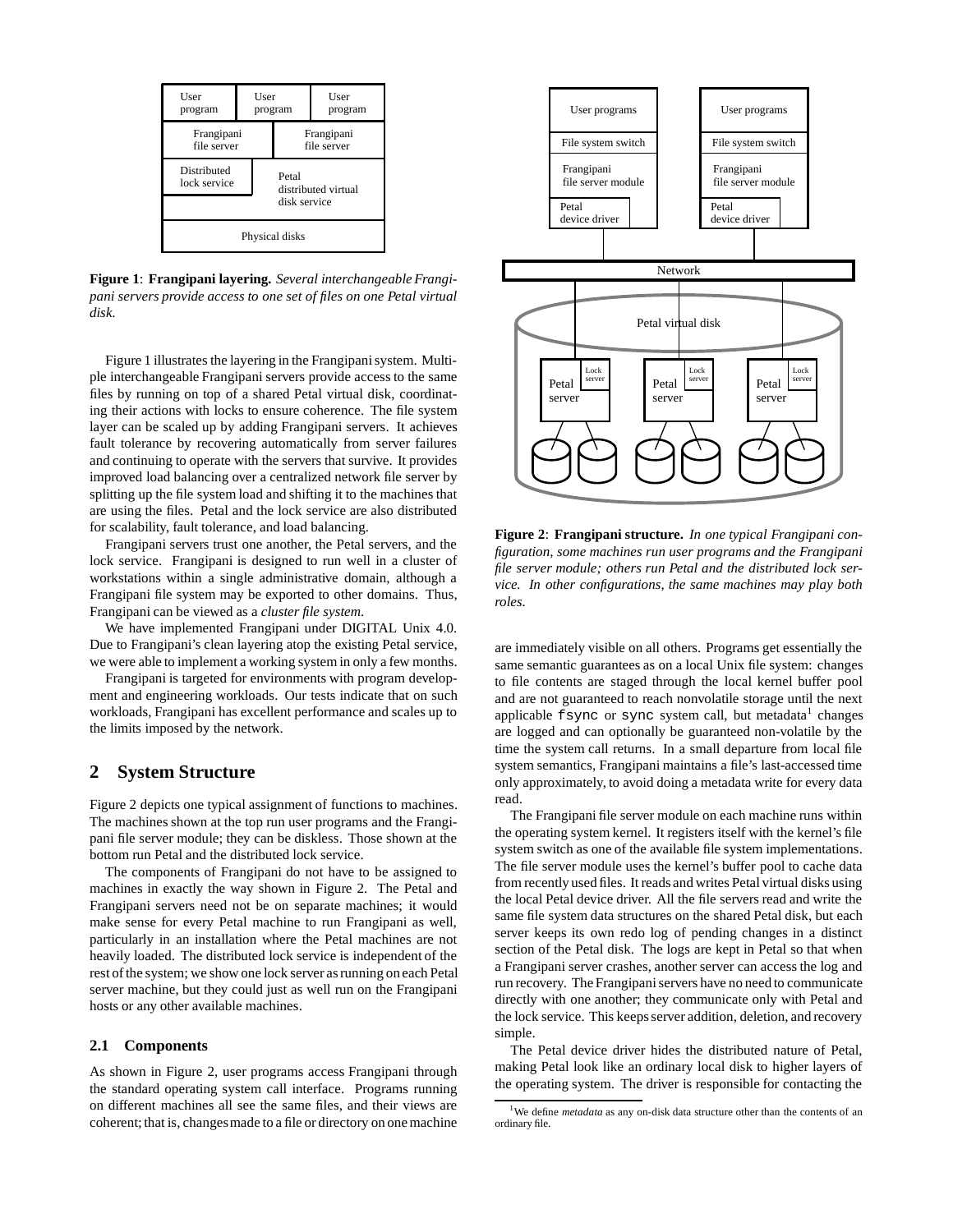**Figure 1**: **Frangipani layering.** *Several interchangeable Frangipani servers provide access to one set of files on one Petal virtual disk.*

Figure 1 illustrates the layering in the Frangipani system. Multiple interchangeable Frangipani servers provide access to the same files by running on top of a shared Petal virtual disk, coordinating their actions with locks to ensure coherence. The file system layer can be scaled up by adding Frangipani servers. It achieves fault tolerance by recovering automatically from server failures and continuing to operate with the servers that survive. It provides improved load balancing over a centralized network file server by splitting up the file system load and shifting it to the machines that are using the files. Petal and the lock service are also distributed for scalability, fault tolerance, and load balancing.

Frangipani servers trust one another, the Petal servers, and the lock service. Frangipani is designed to run well in a cluster of workstations within a single administrative domain, although a Frangipani file system may be exported to other domains. Thus, Frangipani can be viewed as a *cluster file system*.

We have implemented Frangipani under DIGITAL Unix 4.0. Due to Frangipani's clean layering atop the existing Petal service, we were able to implement a working system in only a few months.

Frangipani is targeted for environments with program development and engineering workloads. Our tests indicate that on such workloads, Frangipani has excellent performance and scales up to the limits imposed by the network.

## 2 System Structure

Figure 2 depicts one typical assignment of functions to machines. The machines shown at the top run user programs and the Frangipani file server module; they can be diskless. Those shown at the bottom run Petal and the distributed lock service.

The components of Frangipani do not have to be assigned to machines in exactly the way shown in Figure 2. The Petal and Frangipani servers need not be on separate machines; it would make sense for every Petal machine to run Frangipani as well, particularly in an installation where the Petal machines are not heavily loaded. The distributed lock service is independent of the rest of the system; we show one lock server as running on each Petal server machine, but they could just as well run on the Frangipani hosts or any other available machines.

### 2.1 Components

As shown in Figure 2, user programs access Frangipani through the standard operating system call interface. Programs running on different machines all see the same files, and their views are coherent; that is, changes made to a file or directory on one machine are immediately visible on all others. Programs get essentially the same semantic guarantees as on a local Unix file system: changes to file contents are staged through the local kernel buffer pool and are not guaranteed to reach nonvolatile storage until the next applicable `fsync` or `sync` system call, but metadata[1] changes are logged and can optionally be guaranteed non-volatile by the time the system call returns. In a small departure from local file system semantics, Frangipani maintains a file's last-accessed time only approximately, to avoid doing a metadata write for every data read.

**Figure 2**: **Frangipani structure.** *In one typical Frangipani configuration, some machines run user programs and the Frangipani file server module; others run Petal and the distributed lock service. In other configurations, the same machines may play both roles.*

The Frangipani file server module on each machine runs within the operating system kernel. It registers itself with the kernel's file system switch as one of the available file system implementations. The file server module uses the kernel's buffer pool to cache data from recently used files. It reads and writes Petal virtual disks using the local Petal device driver. All the file servers read and write the same file system data structures on the shared Petal disk, but each server keeps its own redo log of pending changes in a distinct section of the Petal disk. The logs are kept in Petal so that when a Frangipani server crashes, another server can access the log and run recovery. The Frangipani servers have no need to communicate directly with one another; they communicate only with Petal and the lock service. This keeps server addition, deletion, and recovery simple.

The Petal device driver hides the distributed nature of Petal, making Petal look like an ordinary local disk to higher layers of the operating system. The driver is responsible for contacting the

[1] We define *metadata* as any on-disk data structure other than the contents of an ordinary file.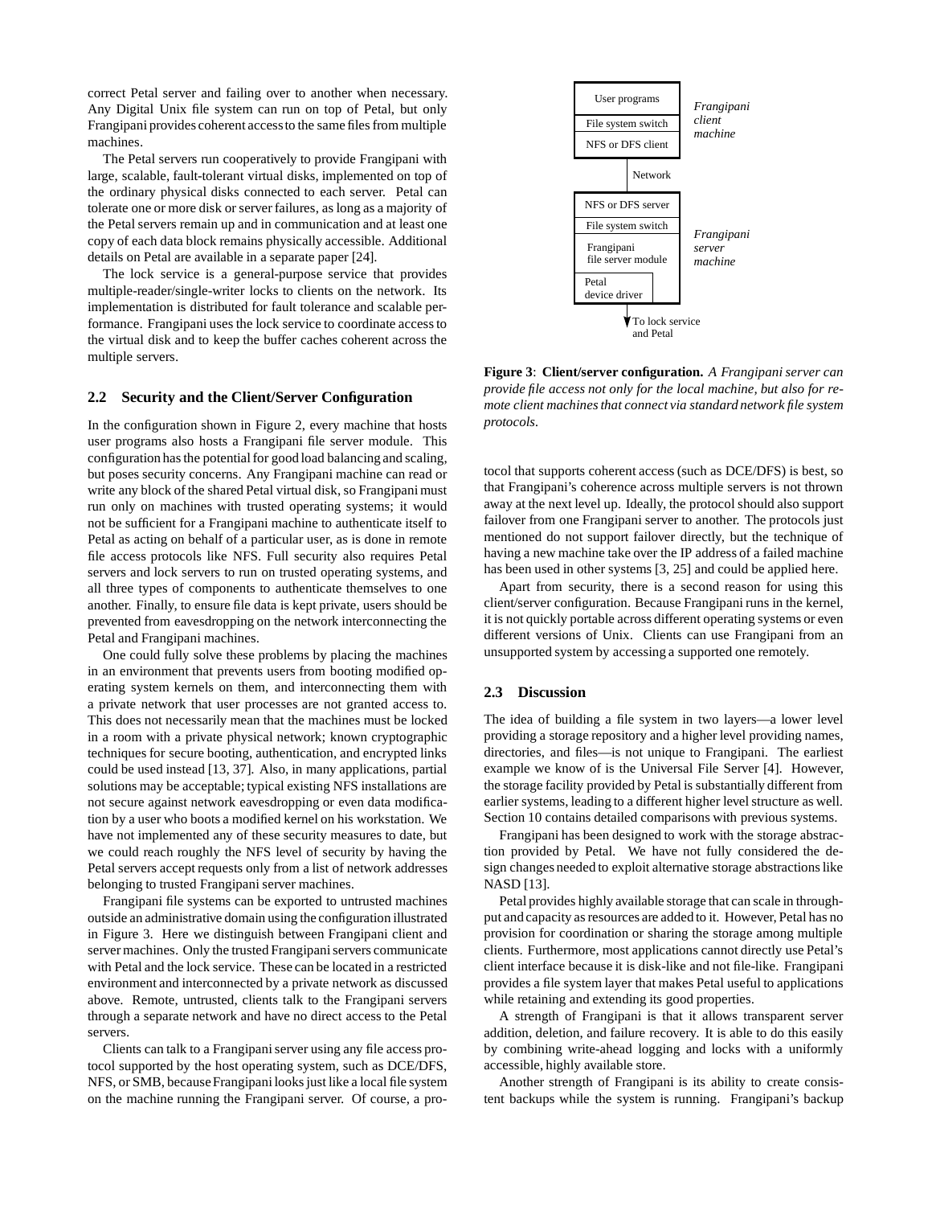correct Petal server and failing over to another when necessary. Any Digital Unix file system can run on top of Petal, but only Frangipani provides coherent access to the same files from multiple machines.

The Petal servers run cooperatively to provide Frangipani with large, scalable, fault-tolerant virtual disks, implemented on top of the ordinary physical disks connected to each server. Petal can tolerate one or more disk or server failures, as long as a majority of the Petal servers remain up and in communication and at least one copy of each data block remains physically accessible. Additional details on Petal are available in a separate paper [24].

The lock service is a general-purpose service that provides multiple-reader/single-writer locks to clients on the network. Its implementation is distributed for fault tolerance and scalable performance. Frangipani uses the lock service to coordinate access to the virtual disk and to keep the buffer caches coherent across the multiple servers.

## 2.2 Security and the Client/Server Configuration

In the configuration shown in Figure 2, every machine that hosts user programs also hosts a Frangipani file server module. This configuration has the potential for good load balancing and scaling, but poses security concerns. Any Frangipani machine can read or write any block of the shared Petal virtual disk, so Frangipani must run only on machines with trusted operating systems; it would not be sufficient for a Frangipani machine to authenticate itself to Petal as acting on behalf of a particular user, as is done in remote file access protocols like NFS. Full security also requires Petal servers and lock servers to run on trusted operating systems, and all three types of components to authenticate themselves to one another. Finally, to ensure file data is kept private, users should be prevented from eavesdropping on the network interconnecting the Petal and Frangipani machines.

One could fully solve these problems by placing the machines in an environment that prevents users from booting modified operating system kernels on them, and interconnecting them with a private network that user processes are not granted access to. This does not necessarily mean that the machines must be locked in a room with a private physical network; known cryptographic techniques for secure booting, authentication, and encrypted links could be used instead [13, 37]. Also, in many applications, partial solutions may be acceptable; typical existing NFS installations are not secure against network eavesdropping or even data modification by a user who boots a modified kernel on his workstation. We have not implemented any of these security measures to date, but we could reach roughly the NFS level of security by having the Petal servers accept requests only from a list of network addresses belonging to trusted Frangipani server machines.

Frangipani file systems can be exported to untrusted machines outside an administrative domain using the configuration illustrated in Figure 3. Here we distinguish between Frangipani client and server machines. Only the trusted Frangipani servers communicate with Petal and the lock service. These can be located in a restricted environment and interconnected by a private network as discussed above. Remote, untrusted, clients talk to the Frangipani servers through a separate network and have no direct access to the Petal servers.

Clients can talk to a Frangipani server using any file access protocol supported by the host operating system, such as DCE/DFS, NFS, or SMB, because Frangipani looks just like a local file system on the machine running the Frangipani server. Of course, a protocol that supports coherent access (such as DCE/DFS) is best, so that Frangipani's coherence across multiple servers is not thrown away at the next level up. Ideally, the protocol should also support failover from one Frangipani server to another. The protocols just mentioned do not support failover directly, but the technique of having a new machine take over the IP address of a failed machine has been used in other systems [3, 25] and could be applied here.

User programs
File system switch
NFS or DFS client
*Frangipani client machine*
Network
NFS or DFS server
File system switch
Frangipani file server module
Petal device driver
*Frangipani server machine*
To lock service and Petal

**Figure 3**: **Client/server configuration.** *A Frangipani server can provide file access not only for the local machine, but also for remote client machines that connect via standard network file system protocols.*

Apart from security, there is a second reason for using this client/server configuration. Because Frangipani runs in the kernel, it is not quickly portable across different operating systems or even different versions of Unix. Clients can use Frangipani from an unsupported system by accessing a supported one remotely.

## 2.3 Discussion

The idea of building a file system in two layers—a lower level providing a storage repository and a higher level providing names, directories, and files—is not unique to Frangipani. The earliest example we know of is the Universal File Server [4]. However, the storage facility provided by Petal is substantially different from earlier systems, leading to a different higher level structure as well. Section 10 contains detailed comparisons with previous systems.

Frangipani has been designed to work with the storage abstraction provided by Petal. We have not fully considered the design changes needed to exploit alternative storage abstractions like NASD [13].

Petal provides highly available storage that can scale in throughput and capacity as resources are added to it. However, Petal has no provision for coordination or sharing the storage among multiple clients. Furthermore, most applications cannot directly use Petal's client interface because it is disk-like and not file-like. Frangipani provides a file system layer that makes Petal useful to applications while retaining and extending its good properties.

A strength of Frangipani is that it allows transparent server addition, deletion, and failure recovery. It is able to do this easily by combining write-ahead logging and locks with a uniformly accessible, highly available store.

Another strength of Frangipani is its ability to create consistent backups while the system is running. Frangipani's backup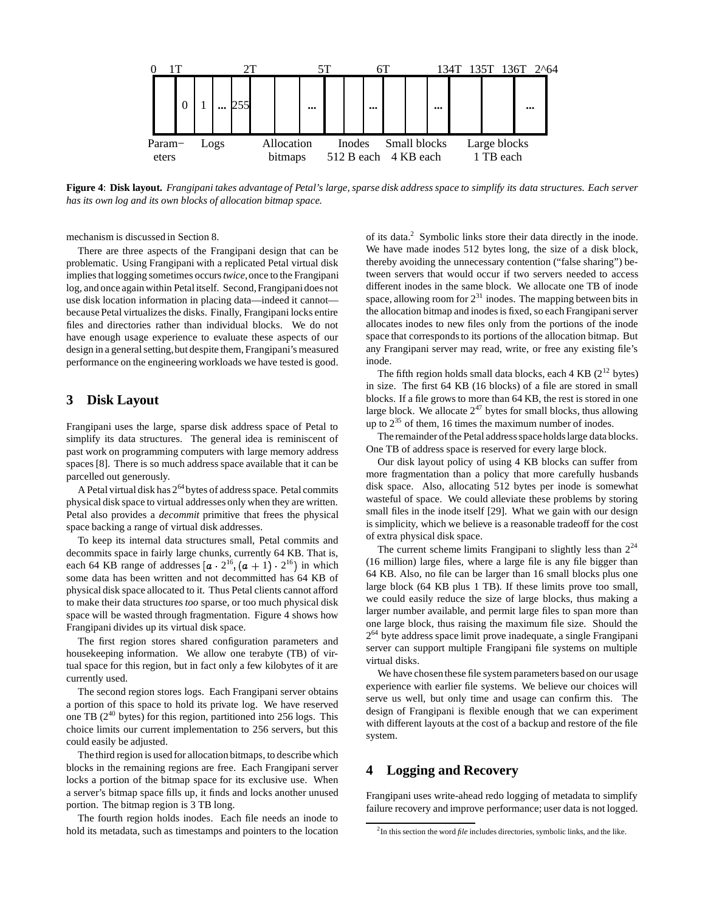**Figure 4**: **Disk layout.** *Frangipani takes advantage of Petal's large, sparse disk address space to simplify its data structures. Each server has its own log and its own blocks of allocation bitmap space.*

mechanism is discussed in Section 8.

There are three aspects of the Frangipani design that can be problematic. Using Frangipani with a replicated Petal virtual disk implies that logging sometimes occurs *twice*, once to the Frangipani log, and once again within Petal itself. Second, Frangipani does not use disk location information in placing data—indeed it cannot—because Petal virtualizes the disks. Finally, Frangipani locks entire files and directories rather than individual blocks. We do not have enough usage experience to evaluate these aspects of our design in a general setting, but despite them, Frangipani's measured performance on the engineering workloads we have tested is good.

## 3 Disk Layout

Frangipani uses the large, sparse disk address space of Petal to simplify its data structures. The general idea is reminiscent of past work on programming computers with large memory address spaces [8]. There is so much address space available that it can be parcelled out generously.

A Petal virtual disk has $2^{64}$ bytes of address space. Petal commits physical disk space to virtual addresses only when they are written. Petal also provides a *decommit* primitive that frees the physical space backing a range of virtual disk addresses.

To keep its internal data structures small, Petal commits and decommits space in fairly large chunks, currently 64 KB. That is, each 64 KB range of addresses $[a \cdot 2^{16}, (a+1) \cdot 2^{16})$ in which some data has been written and not decommitted has 64 KB of physical disk space allocated to it. Thus Petal clients cannot afford to make their data structures *too* sparse, or too much physical disk space will be wasted through fragmentation. Figure 4 shows how Frangipani divides up its virtual disk space.

The first region stores shared configuration parameters and housekeeping information. We allow one terabyte (TB) of virtual space for this region, but in fact only a few kilobytes of it are currently used.

The second region stores logs. Each Frangipani server obtains a portion of this space to hold its private log. We have reserved one TB ($2^{40}$ bytes) for this region, partitioned into 256 logs. This choice limits our current implementation to 256 servers, but this could easily be adjusted.

The third region is used for allocation bitmaps, to describe which blocks in the remaining regions are free. Each Frangipani server locks a portion of the bitmap space for its exclusive use. When a server's bitmap space fills up, it finds and locks another unused portion. The bitmap region is 3 TB long.

The fourth region holds inodes. Each file needs an inode to hold its metadata, such as timestamps and pointers to the location of its data.[2] Symbolic links store their data directly in the inode. We have made inodes 512 bytes long, the size of a disk block, thereby avoiding the unnecessary contention ("false sharing") between servers that would occur if two servers needed to access different inodes in the same block. We allocate one TB of inode space, allowing room for $2^{31}$ inodes. The mapping between bits in the allocation bitmap and inodes is fixed, so each Frangipani server allocates inodes to new files only from the portions of the inode space that corresponds to its portions of the allocation bitmap. But any Frangipani server may read, write, or free any existing file's inode.

The fifth region holds small data blocks, each 4 KB ($2^{12}$ bytes) in size. The first 64 KB (16 blocks) of a file are stored in small blocks. If a file grows to more than 64 KB, the rest is stored in one large block. We allocate $2^{47}$ bytes for small blocks, thus allowing up to $2^{35}$ of them, 16 times the maximum number of inodes.

The remainder of the Petal address space holds large data blocks. One TB of address space is reserved for every large block.

Our disk layout policy of using 4 KB blocks can suffer from more fragmentation than a policy that more carefully husbands disk space. Also, allocating 512 bytes per inode is somewhat wasteful of space. We could alleviate these problems by storing small files in the inode itself [29]. What we gain with our design is simplicity, which we believe is a reasonable tradeoff for the cost of extra physical disk space.

The current scheme limits Frangipani to slightly less than $2^{24}$ (16 million) large files, where a large file is any file bigger than 64 KB. Also, no file can be larger than 16 small blocks plus one large block (64 KB plus 1 TB). If these limits prove too small, we could easily reduce the size of large blocks, thus making a larger number available, and permit large files to span more than one large block, thus raising the maximum file size. Should the $2^{64}$ byte address space limit prove inadequate, a single Frangipani server can support multiple Frangipani file systems on multiple virtual disks.

We have chosen these file system parameters based on our usage experience with earlier file systems. We believe our choices will serve us well, but only time and usage can confirm this. The design of Frangipani is flexible enough that we can experiment with different layouts at the cost of a backup and restore of the file system.

## 4 Logging and Recovery

Frangipani uses write-ahead redo logging of metadata to simplify failure recovery and improve performance; user data is not logged.

[2] In this section the word *file* includes directories, symbolic links, and the like.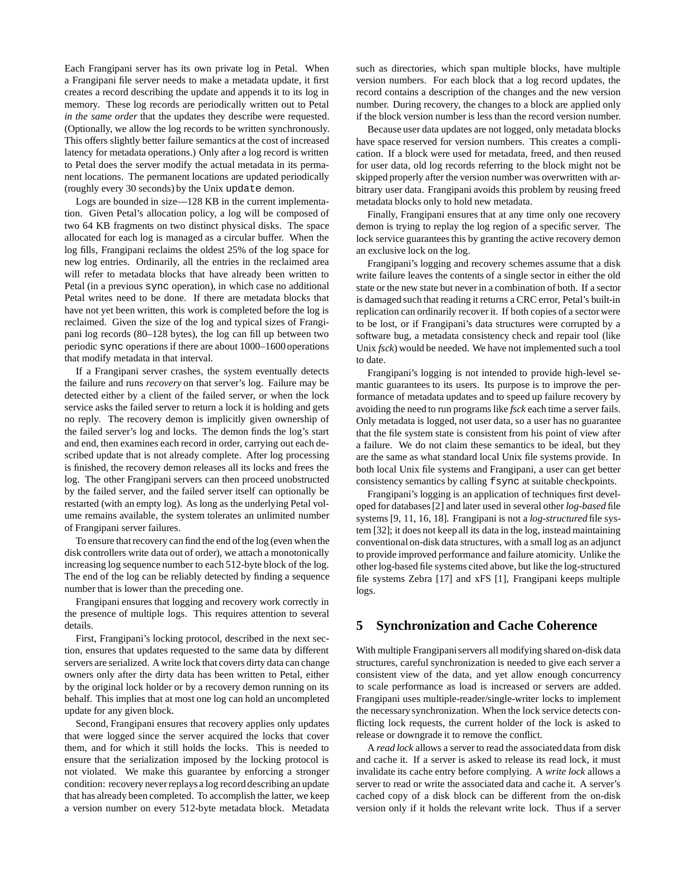Each Frangipani server has its own private log in Petal. When a Frangipani file server needs to make a metadata update, it first creates a record describing the update and appends it to its log in memory. These log records are periodically written out to Petal *in the same order* that the updates they describe were requested. (Optionally, we allow the log records to be written synchronously. This offers slightly better failure semantics at the cost of increased latency for metadata operations.) Only after a log record is written to Petal does the server modify the actual metadata in its permanent locations. The permanent locations are updated periodically (roughly every 30 seconds) by the Unix `update` demon.

Logs are bounded in size—128 KB in the current implementation. Given Petal's allocation policy, a log will be composed of two 64 KB fragments on two distinct physical disks. The space allocated for each log is managed as a circular buffer. When the log fills, Frangipani reclaims the oldest 25% of the log space for new log entries. Ordinarily, all the entries in the reclaimed area will refer to metadata blocks that have already been written to Petal (in a previous `sync` operation), in which case no additional Petal writes need to be done. If there are metadata blocks that have not yet been written, this work is completed before the log is reclaimed. Given the size of the log and typical sizes of Frangipani log records (80–128 bytes), the log can fill up between two periodic `sync` operations if there are about 1000–1600 operations that modify metadata in that interval.

If a Frangipani server crashes, the system eventually detects the failure and runs *recovery* on that server's log. Failure may be detected either by a client of the failed server, or when the lock service asks the failed server to return a lock it is holding and gets no reply. The recovery demon is implicitly given ownership of the failed server's log and locks. The demon finds the log's start and end, then examines each record in order, carrying out each described update that is not already complete. After log processing is finished, the recovery demon releases all its locks and frees the log. The other Frangipani servers can then proceed unobstructed by the failed server, and the failed server itself can optionally be restarted (with an empty log). As long as the underlying Petal volume remains available, the system tolerates an unlimited number of Frangipani server failures.

To ensure that recovery can find the end of the log (even when the disk controllers write data out of order), we attach a monotonically increasing log sequence number to each 512-byte block of the log. The end of the log can be reliably detected by finding a sequence number that is lower than the preceding one.

Frangipani ensures that logging and recovery work correctly in the presence of multiple logs. This requires attention to several details.

First, Frangipani's locking protocol, described in the next section, ensures that updates requested to the same data by different servers are serialized. A write lock that covers dirty data can change owners only after the dirty data has been written to Petal, either by the original lock holder or by a recovery demon running on its behalf. This implies that at most one log can hold an uncompleted update for any given block.

Second, Frangipani ensures that recovery applies only updates that were logged since the server acquired the locks that cover them, and for which it still holds the locks. This is needed to ensure that the serialization imposed by the locking protocol is not violated. We make this guarantee by enforcing a stronger condition: recovery never replays a log record describing an update that has already been completed. To accomplish the latter, we keep a version number on every 512-byte metadata block. Metadata such as directories, which span multiple blocks, have multiple version numbers. For each block that a log record updates, the record contains a description of the changes and the new version number. During recovery, the changes to a block are applied only if the block version number is less than the record version number.

Because user data updates are not logged, only metadata blocks have space reserved for version numbers. This creates a complication. If a block were used for metadata, freed, and then reused for user data, old log records referring to the block might not be skipped properly after the version number was overwritten with arbitrary user data. Frangipani avoids this problem by reusing freed metadata blocks only to hold new metadata.

Finally, Frangipani ensures that at any time only one recovery demon is trying to replay the log region of a specific server. The lock service guarantees this by granting the active recovery demon an exclusive lock on the log.

Frangipani's logging and recovery schemes assume that a disk write failure leaves the contents of a single sector in either the old state or the new state but never in a combination of both. If a sector is damaged such that reading it returns a CRC error, Petal's built-in replication can ordinarily recover it. If both copies of a sector were to be lost, or if Frangipani's data structures were corrupted by a software bug, a metadata consistency check and repair tool (like Unix *fsck*) would be needed. We have not implemented such a tool to date.

Frangipani's logging is not intended to provide high-level semantic guarantees to its users. Its purpose is to improve the performance of metadata updates and to speed up failure recovery by avoiding the need to run programs like *fsck* each time a server fails. Only metadata is logged, not user data, so a user has no guarantee that the file system state is consistent from his point of view after a failure. We do not claim these semantics to be ideal, but they are the same as what standard local Unix file systems provide. In both local Unix file systems and Frangipani, a user can get better consistency semantics by calling `fsync` at suitable checkpoints.

Frangipani's logging is an application of techniques first developed for databases [2] and later used in several other *log-based* file systems [9, 11, 16, 18]. Frangipani is not a *log-structured* file system [32]; it does not keep all its data in the log, instead maintaining conventional on-disk data structures, with a small log as an adjunct to provide improved performance and failure atomicity. Unlike the other log-based file systems cited above, but like the log-structured file systems Zebra [17] and xFS [1], Frangipani keeps multiple logs.

## 5 Synchronization and Cache Coherence

With multiple Frangipani servers all modifying shared on-disk data structures, careful synchronization is needed to give each server a consistent view of the data, and yet allow enough concurrency to scale performance as load is increased or servers are added. Frangipani uses multiple-reader/single-writer locks to implement the necessary synchronization. When the lock service detects conflicting lock requests, the current holder of the lock is asked to release or downgrade it to remove the conflict.

A *read lock* allows a server to read the associated data from disk and cache it. If a server is asked to release its read lock, it must invalidate its cache entry before complying. A *write lock* allows a server to read or write the associated data and cache it. A server's cached copy of a disk block can be different from the on-disk version only if it holds the relevant write lock. Thus if a server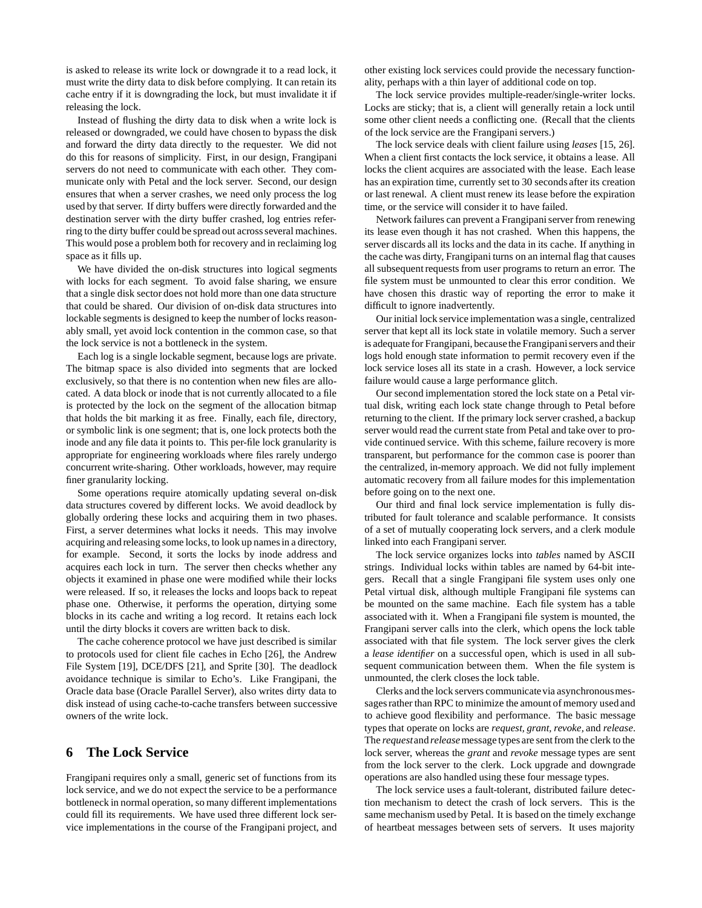is asked to release its write lock or downgrade it to a read lock, it must write the dirty data to disk before complying. It can retain its cache entry if it is downgrading the lock, but must invalidate it if releasing the lock.

Instead of flushing the dirty data to disk when a write lock is released or downgraded, we could have chosen to bypass the disk and forward the dirty data directly to the requester. We did not do this for reasons of simplicity. First, in our design, Frangipani servers do not need to communicate with each other. They communicate only with Petal and the lock server. Second, our design ensures that when a server crashes, we need only process the log used by that server. If dirty buffers were directly forwarded and the destination server with the dirty buffer crashed, log entries referring to the dirty buffer could be spread out across several machines. This would pose a problem both for recovery and in reclaiming log space as it fills up.

We have divided the on-disk structures into logical segments with locks for each segment. To avoid false sharing, we ensure that a single disk sector does not hold more than one data structure that could be shared. Our division of on-disk data structures into lockable segments is designed to keep the number of locks reasonably small, yet avoid lock contention in the common case, so that the lock service is not a bottleneck in the system.

Each log is a single lockable segment, because logs are private. The bitmap space is also divided into segments that are locked exclusively, so that there is no contention when new files are allocated. A data block or inode that is not currently allocated to a file is protected by the lock on the segment of the allocation bitmap that holds the bit marking it as free. Finally, each file, directory, or symbolic link is one segment; that is, one lock protects both the inode and any file data it points to. This per-file lock granularity is appropriate for engineering workloads where files rarely undergo concurrent write-sharing. Other workloads, however, may require finer granularity locking.

Some operations require atomically updating several on-disk data structures covered by different locks. We avoid deadlock by globally ordering these locks and acquiring them in two phases. First, a server determines what locks it needs. This may involve acquiring and releasing some locks, to look up names in a directory, for example. Second, it sorts the locks by inode address and acquires each lock in turn. The server then checks whether any objects it examined in phase one were modified while their locks were released. If so, it releases the locks and loops back to repeat phase one. Otherwise, it performs the operation, dirtying some blocks in its cache and writing a log record. It retains each lock until the dirty blocks it covers are written back to disk.

The cache coherence protocol we have just described is similar to protocols used for client file caches in Echo [26], the Andrew File System [19], DCE/DFS [21], and Sprite [30]. The deadlock avoidance technique is similar to Echo's. Like Frangipani, the Oracle data base (Oracle Parallel Server), also writes dirty data to disk instead of using cache-to-cache transfers between successive owners of the write lock.

## 6 The Lock Service

Frangipani requires only a small, generic set of functions from its lock service, and we do not expect the service to be a performance bottleneck in normal operation, so many different implementations could fill its requirements. We have used three different lock service implementations in the course of the Frangipani project, and other existing lock services could provide the necessary functionality, perhaps with a thin layer of additional code on top.

The lock service provides multiple-reader/single-writer locks. Locks are sticky; that is, a client will generally retain a lock until some other client needs a conflicting one. (Recall that the clients of the lock service are the Frangipani servers.)

The lock service deals with client failure using *leases* [15, 26]. When a client first contacts the lock service, it obtains a lease. All locks the client acquires are associated with the lease. Each lease has an expiration time, currently set to 30 seconds after its creation or last renewal. A client must renew its lease before the expiration time, or the service will consider it to have failed.

Network failures can prevent a Frangipani server from renewing its lease even though it has not crashed. When this happens, the server discards all its locks and the data in its cache. If anything in the cache was dirty, Frangipani turns on an internal flag that causes all subsequent requests from user programs to return an error. The file system must be unmounted to clear this error condition. We have chosen this drastic way of reporting the error to make it difficult to ignore inadvertently.

Our initial lock service implementation was a single, centralized server that kept all its lock state in volatile memory. Such a server is adequate for Frangipani, because the Frangipani servers and their logs hold enough state information to permit recovery even if the lock service loses all its state in a crash. However, a lock service failure would cause a large performance glitch.

Our second implementation stored the lock state on a Petal virtual disk, writing each lock state change through to Petal before returning to the client. If the primary lock server crashed, a backup server would read the current state from Petal and take over to provide continued service. With this scheme, failure recovery is more transparent, but performance for the common case is poorer than the centralized, in-memory approach. We did not fully implement automatic recovery from all failure modes for this implementation before going on to the next one.

Our third and final lock service implementation is fully distributed for fault tolerance and scalable performance. It consists of a set of mutually cooperating lock servers, and a clerk module linked into each Frangipani server.

The lock service organizes locks into *tables* named by ASCII strings. Individual locks within tables are named by 64-bit integers. Recall that a single Frangipani file system uses only one Petal virtual disk, although multiple Frangipani file systems can be mounted on the same machine. Each file system has a table associated with it. When a Frangipani file system is mounted, the Frangipani server calls into the clerk, which opens the lock table associated with that file system. The lock server gives the clerk a *lease identifier* on a successful open, which is used in all subsequent communication between them. When the file system is unmounted, the clerk closes the lock table.

Clerks and the lock servers communicate via asynchronous messages rather than RPC to minimize the amount of memory used and to achieve good flexibility and performance. The basic message types that operate on locks are *request*, *grant*, *revoke*, and *release*. The *request* and *release* message types are sent from the clerk to the lock server, whereas the *grant* and *revoke* message types are sent from the lock server to the clerk. Lock upgrade and downgrade operations are also handled using these four message types.

The lock service uses a fault-tolerant, distributed failure detection mechanism to detect the crash of lock servers. This is the same mechanism used by Petal. It is based on the timely exchange of heartbeat messages between sets of servers. It uses majority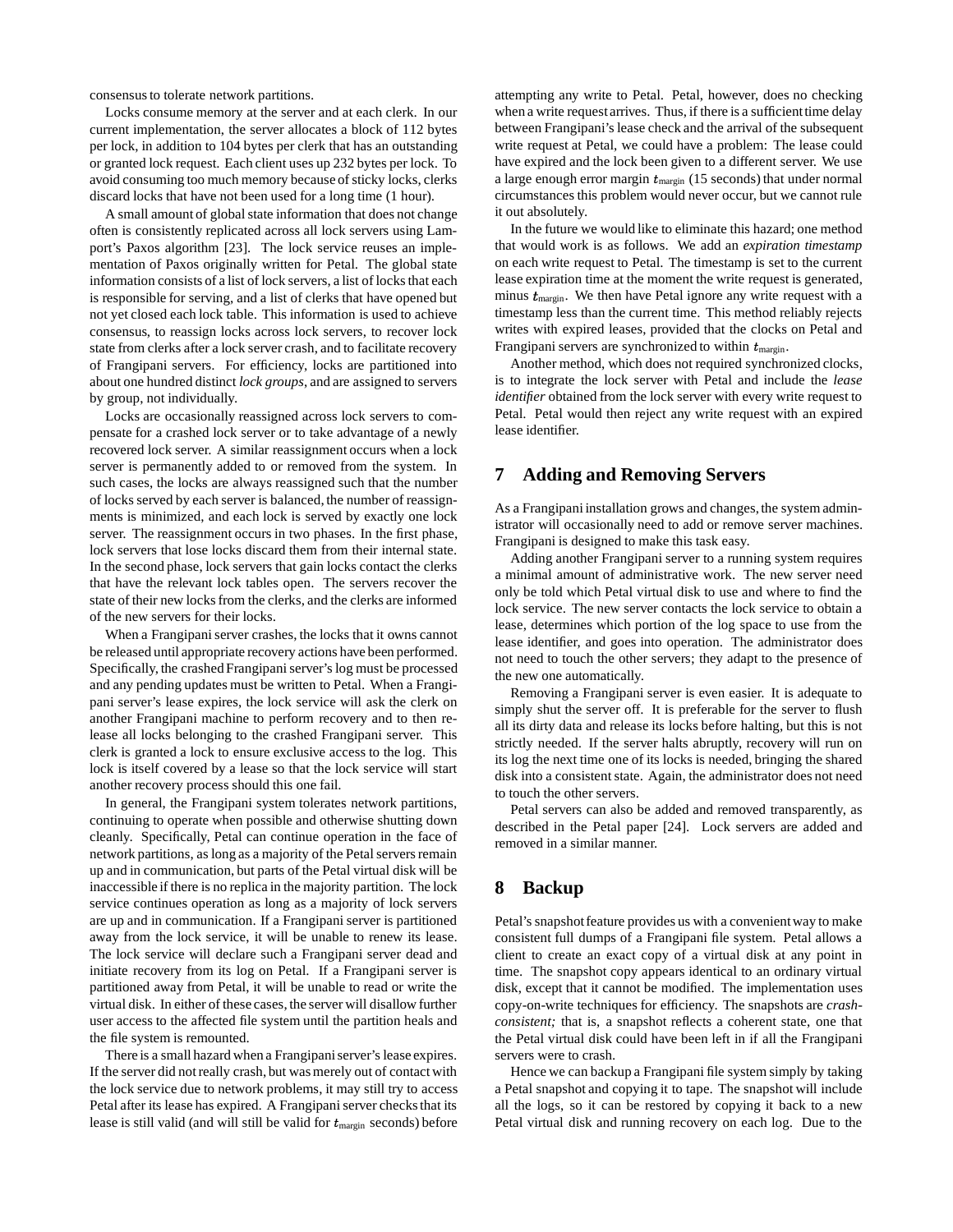consensus to tolerate network partitions.

Locks consume memory at the server and at each clerk. In our current implementation, the server allocates a block of 112 bytes per lock, in addition to 104 bytes per clerk that has an outstanding or granted lock request. Each client uses up 232 bytes per lock. To avoid consuming too much memory because of sticky locks, clerks discard locks that have not been used for a long time (1 hour).

A small amount of global state information that does not change often is consistently replicated across all lock servers using Lamport's Paxos algorithm [23]. The lock service reuses an implementation of Paxos originally written for Petal. The global state information consists of a list of lock servers, a list of locks that each is responsible for serving, and a list of clerks that have opened but not yet closed each lock table. This information is used to achieve consensus, to reassign locks across lock servers, to recover lock state from clerks after a lock server crash, and to facilitate recovery of Frangipani servers. For efficiency, locks are partitioned into about one hundred distinct *lock groups*, and are assigned to servers by group, not individually.

Locks are occasionally reassigned across lock servers to compensate for a crashed lock server or to take advantage of a newly recovered lock server. A similar reassignment occurs when a lock server is permanently added to or removed from the system. In such cases, the locks are always reassigned such that the number of locks served by each server is balanced, the number of reassignments is minimized, and each lock is served by exactly one lock server. The reassignment occurs in two phases. In the first phase, lock servers that lose locks discard them from their internal state. In the second phase, lock servers that gain locks contact the clerks that have the relevant lock tables open. The servers recover the state of their new locks from the clerks, and the clerks are informed of the new servers for their locks.

When a Frangipani server crashes, the locks that it owns cannot be released until appropriate recovery actions have been performed. Specifically, the crashed Frangipani server's log must be processed and any pending updates must be written to Petal. When a Frangipani server's lease expires, the lock service will ask the clerk on another Frangipani machine to perform recovery and to then release all locks belonging to the crashed Frangipani server. This clerk is granted a lock to ensure exclusive access to the log. This lock is itself covered by a lease so that the lock service will start another recovery process should this one fail.

In general, the Frangipani system tolerates network partitions, continuing to operate when possible and otherwise shutting down cleanly. Specifically, Petal can continue operation in the face of network partitions, as long as a majority of the Petal servers remain up and in communication, but parts of the Petal virtual disk will be inaccessible if there is no replica in the majority partition. The lock service continues operation as long as a majority of lock servers are up and in communication. If a Frangipani server is partitioned away from the lock service, it will be unable to renew its lease. The lock service will declare such a Frangipani server dead and initiate recovery from its log on Petal. If a Frangipani server is partitioned away from Petal, it will be unable to read or write the virtual disk. In either of these cases, the server will disallow further user access to the affected file system until the partition heals and the file system is remounted.

There is a small hazard when a Frangipani server's lease expires. If the server did not really crash, but was merely out of contact with the lock service due to network problems, it may still try to access Petal after its lease has expired. A Frangipani server checks that its lease is still valid (and will still be valid for $t_{\text{margin}}$ seconds) before attempting any write to Petal. Petal, however, does no checking when a write request arrives. Thus, if there is a sufficient time delay between Frangipani's lease check and the arrival of the subsequent write request at Petal, we could have a problem: The lease could have expired and the lock been given to a different server. We use a large enough error margin $t_{\text{margin}}$ (15 seconds) that under normal circumstances this problem would never occur, but we cannot rule it out absolutely.

In the future we would like to eliminate this hazard; one method that would work is as follows. We add an *expiration timestamp* on each write request to Petal. The timestamp is set to the current lease expiration time at the moment the write request is generated, minus $t_{\text{margin}}$. We then have Petal ignore any write request with a timestamp less than the current time. This method reliably rejects writes with expired leases, provided that the clocks on Petal and Frangipani servers are synchronized to within $t_{\text{margin}}$.

Another method, which does not required synchronized clocks, is to integrate the lock server with Petal and include the *lease identifier* obtained from the lock server with every write request to Petal. Petal would then reject any write request with an expired lease identifier.

## 7 Adding and Removing Servers

As a Frangipani installation grows and changes, the system administrator will occasionally need to add or remove server machines. Frangipani is designed to make this task easy.

Adding another Frangipani server to a running system requires a minimal amount of administrative work. The new server need only be told which Petal virtual disk to use and where to find the lock service. The new server contacts the lock service to obtain a lease, determines which portion of the log space to use from the lease identifier, and goes into operation. The administrator does not need to touch the other servers; they adapt to the presence of the new one automatically.

Removing a Frangipani server is even easier. It is adequate to simply shut the server off. It is preferable for the server to flush all its dirty data and release its locks before halting, but this is not strictly needed. If the server halts abruptly, recovery will run on its log the next time one of its locks is needed, bringing the shared disk into a consistent state. Again, the administrator does not need to touch the other servers.

Petal servers can also be added and removed transparently, as described in the Petal paper [24]. Lock servers are added and removed in a similar manner.

## 8 Backup

Petal's snapshot feature provides us with a convenient way to make consistent full dumps of a Frangipani file system. Petal allows a client to create an exact copy of a virtual disk at any point in time. The snapshot copy appears identical to an ordinary virtual disk, except that it cannot be modified. The implementation uses copy-on-write techniques for efficiency. The snapshots are *crash-consistent;* that is, a snapshot reflects a coherent state, one that the Petal virtual disk could have been left in if all the Frangipani servers were to crash.

Hence we can backup a Frangipani file system simply by taking a Petal snapshot and copying it to tape. The snapshot will include all the logs, so it can be restored by copying it back to a new Petal virtual disk and running recovery on each log. Due to the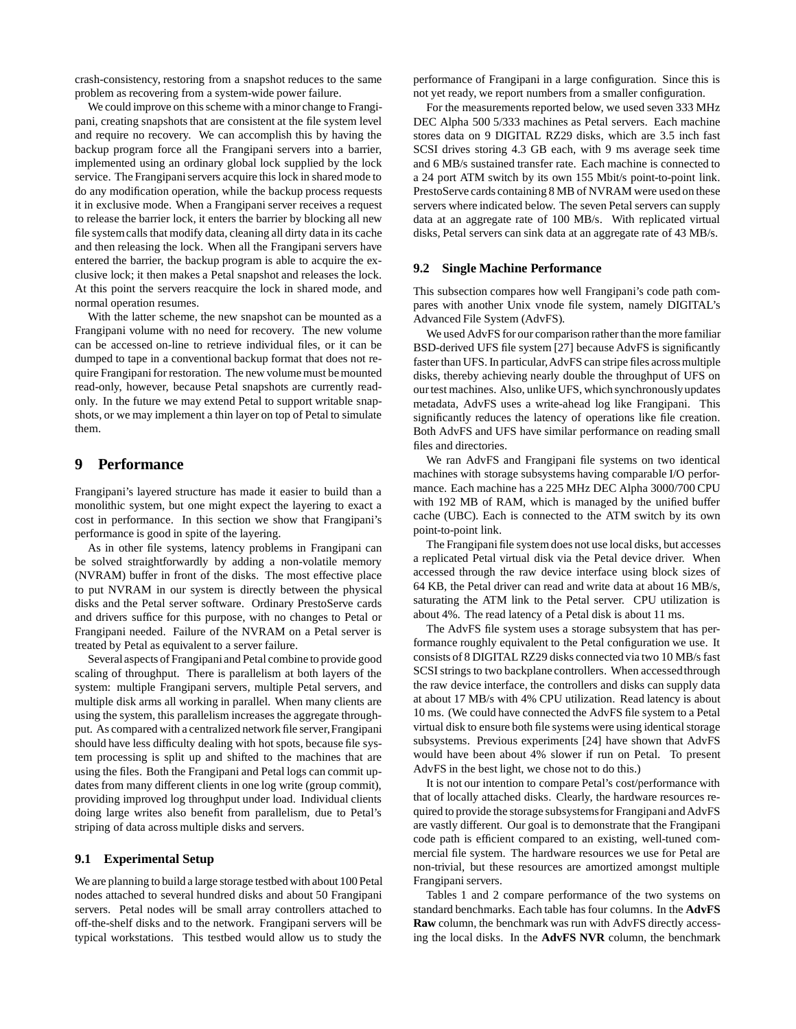crash-consistency, restoring from a snapshot reduces to the same problem as recovering from a system-wide power failure.

We could improve on this scheme with a minor change to Frangipani, creating snapshots that are consistent at the file system level and require no recovery. We can accomplish this by having the backup program force all the Frangipani servers into a barrier, implemented using an ordinary global lock supplied by the lock service. The Frangipani servers acquire this lock in shared mode to do any modification operation, while the backup process requests it in exclusive mode. When a Frangipani server receives a request to release the barrier lock, it enters the barrier by blocking all new file system calls that modify data, cleaning all dirty data in its cache and then releasing the lock. When all the Frangipani servers have entered the barrier, the backup program is able to acquire the exclusive lock; it then makes a Petal snapshot and releases the lock. At this point the servers reacquire the lock in shared mode, and normal operation resumes.

With the latter scheme, the new snapshot can be mounted as a Frangipani volume with no need for recovery. The new volume can be accessed on-line to retrieve individual files, or it can be dumped to tape in a conventional backup format that does not require Frangipani for restoration. The new volume must be mounted read-only, however, because Petal snapshots are currently read-only. In the future we may extend Petal to support writable snapshots, or we may implement a thin layer on top of Petal to simulate them.

# 9 Performance

Frangipani's layered structure has made it easier to build than a monolithic system, but one might expect the layering to exact a cost in performance. In this section we show that Frangipani's performance is good in spite of the layering.

As in other file systems, latency problems in Frangipani can be solved straightforwardly by adding a non-volatile memory (NVRAM) buffer in front of the disks. The most effective place to put NVRAM in our system is directly between the physical disks and the Petal server software. Ordinary PrestoServe cards and drivers suffice for this purpose, with no changes to Petal or Frangipani needed. Failure of the NVRAM on a Petal server is treated by Petal as equivalent to a server failure.

Several aspects of Frangipani and Petal combine to provide good scaling of throughput. There is parallelism at both layers of the system: multiple Frangipani servers, multiple Petal servers, and multiple disk arms all working in parallel. When many clients are using the system, this parallelism increases the aggregate throughput. As compared with a centralized network file server, Frangipani should have less difficulty dealing with hot spots, because file system processing is split up and shifted to the machines that are using the files. Both the Frangipani and Petal logs can commit updates from many different clients in one log write (group commit), providing improved log throughput under load. Individual clients doing large writes also benefit from parallelism, due to Petal's striping of data across multiple disks and servers.

## 9.1 Experimental Setup

We are planning to build a large storage testbed with about 100 Petal nodes attached to several hundred disks and about 50 Frangipani servers. Petal nodes will be small array controllers attached to off-the-shelf disks and to the network. Frangipani servers will be typical workstations. This testbed would allow us to study the performance of Frangipani in a large configuration. Since this is not yet ready, we report numbers from a smaller configuration.

For the measurements reported below, we used seven 333 MHz DEC Alpha 500 5/333 machines as Petal servers. Each machine stores data on 9 DIGITAL RZ29 disks, which are 3.5 inch fast SCSI drives storing 4.3 GB each, with 9 ms average seek time and 6 MB/s sustained transfer rate. Each machine is connected to a 24 port ATM switch by its own 155 Mbit/s point-to-point link. PrestoServe cards containing 8 MB of NVRAM were used on these servers where indicated below. The seven Petal servers can supply data at an aggregate rate of 100 MB/s. With replicated virtual disks, Petal servers can sink data at an aggregate rate of 43 MB/s.

## 9.2 Single Machine Performance

This subsection compares how well Frangipani's code path compares with another Unix vnode file system, namely DIGITAL's Advanced File System (AdvFS).

We used AdvFS for our comparison rather than the more familiar BSD-derived UFS file system [27] because AdvFS is significantly faster than UFS. In particular, AdvFS can stripe files across multiple disks, thereby achieving nearly double the throughput of UFS on our test machines. Also, unlike UFS, which synchronously updates metadata, AdvFS uses a write-ahead log like Frangipani. This significantly reduces the latency of operations like file creation. Both AdvFS and UFS have similar performance on reading small files and directories.

We ran AdvFS and Frangipani file systems on two identical machines with storage subsystems having comparable I/O performance. Each machine has a 225 MHz DEC Alpha 3000/700 CPU with 192 MB of RAM, which is managed by the unified buffer cache (UBC). Each is connected to the ATM switch by its own point-to-point link.

The Frangipani file system does not use local disks, but accesses a replicated Petal virtual disk via the Petal device driver. When accessed through the raw device interface using block sizes of 64 KB, the Petal driver can read and write data at about 16 MB/s, saturating the ATM link to the Petal server. CPU utilization is about 4%. The read latency of a Petal disk is about 11 ms.

The AdvFS file system uses a storage subsystem that has performance roughly equivalent to the Petal configuration we use. It consists of 8 DIGITAL RZ29 disks connected via two 10 MB/s fast SCSI strings to two backplane controllers. When accessed through the raw device interface, the controllers and disks can supply data at about 17 MB/s with 4% CPU utilization. Read latency is about 10 ms. (We could have connected the AdvFS file system to a Petal virtual disk to ensure both file systems were using identical storage subsystems. Previous experiments [24] have shown that AdvFS would have been about 4% slower if run on Petal. To present AdvFS in the best light, we chose not to do this.)

It is not our intention to compare Petal's cost/performance with that of locally attached disks. Clearly, the hardware resources required to provide the storage subsystems for Frangipani and AdvFS are vastly different. Our goal is to demonstrate that the Frangipani code path is efficient compared to an existing, well-tuned commercial file system. The hardware resources we use for Petal are non-trivial, but these resources are amortized amongst multiple Frangipani servers.

Tables 1 and 2 compare performance of the two systems on standard benchmarks. Each table has four columns. In the **AdvFS Raw** column, the benchmark was run with AdvFS directly accessing the local disks. In the **AdvFS NVR** column, the benchmark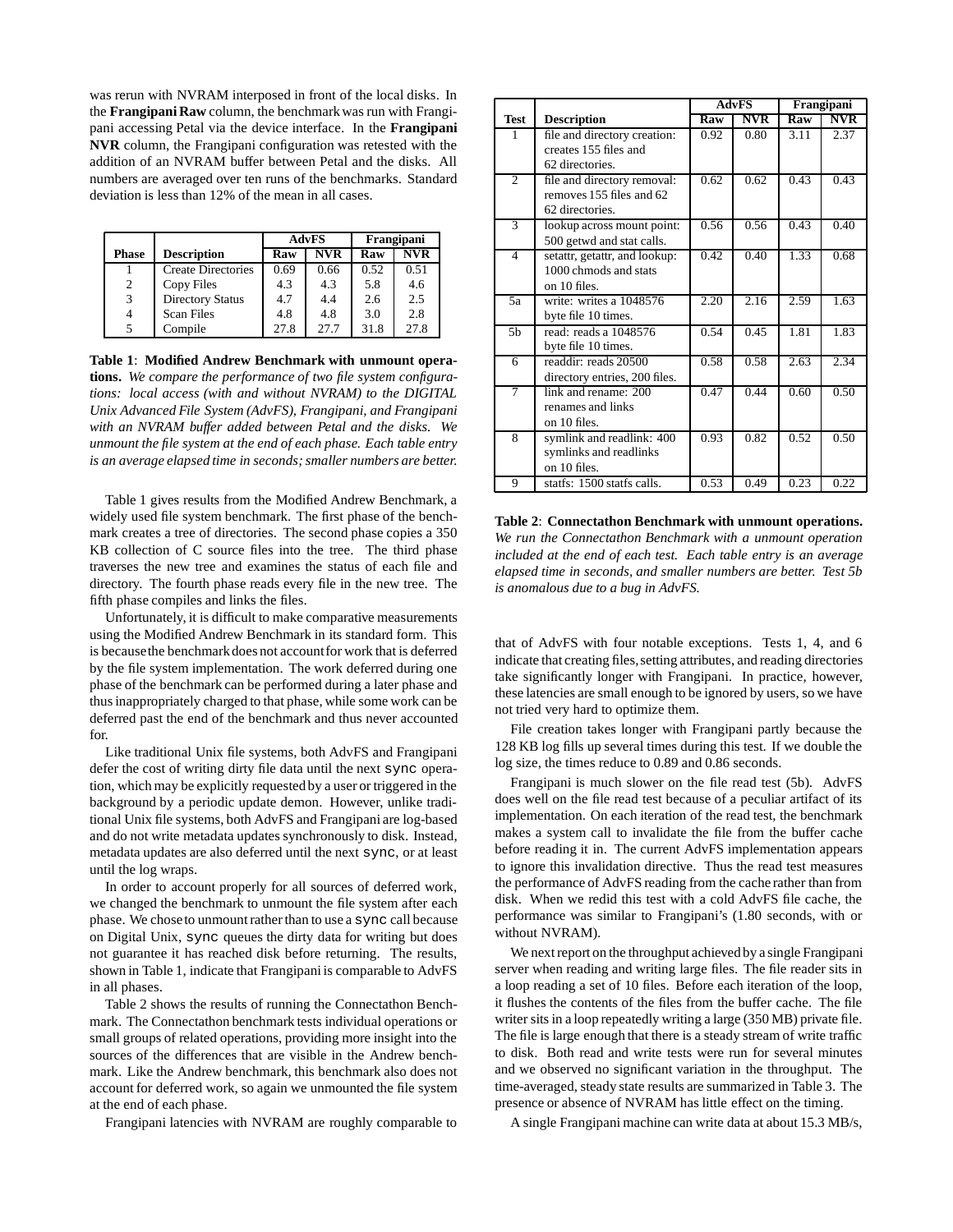was rerun with NVRAM interposed in front of the local disks. In the **Frangipani Raw** column, the benchmark was run with Frangipani accessing Petal via the device interface. In the **Frangipani NVR** column, the Frangipani configuration was retested with the addition of an NVRAM buffer between Petal and the disks. All numbers are averaged over ten runs of the benchmarks. Standard deviation is less than 12% of the mean in all cases.

| | | AdvFS | | Frangipani | |
|---|---|---|---|---|---|
| **Phase** | **Description** | **Raw** | **NVR** | **Raw** | **NVR** |
| 1 | Create Directories | 0.69 | 0.66 | 0.52 | 0.51 |
| 2 | Copy Files | 4.3 | 4.3 | 5.8 | 4.6 |
| 3 | Directory Status | 4.7 | 4.4 | 2.6 | 2.5 |
| 4 | Scan Files | 4.8 | 4.8 | 3.0 | 2.8 |
| 5 | Compile | 27.8 | 27.7 | 31.8 | 27.8 |

**Table 1**: **Modified Andrew Benchmark with unmount operations.** *We compare the performance of two file system configurations: local access (with and without NVRAM) to the DIGITAL Unix Advanced File System (AdvFS), Frangipani, and Frangipani with an NVRAM buffer added between Petal and the disks. We unmount the file system at the end of each phase. Each table entry is an average elapsed time in seconds; smaller numbers are better.*

Table 1 gives results from the Modified Andrew Benchmark, a widely used file system benchmark. The first phase of the benchmark creates a tree of directories. The second phase copies a 350 KB collection of C source files into the tree. The third phase traverses the new tree and examines the status of each file and directory. The fourth phase reads every file in the new tree. The fifth phase compiles and links the files.

Unfortunately, it is difficult to make comparative measurements using the Modified Andrew Benchmark in its standard form. This is because the benchmark does not account for work that is deferred by the file system implementation. The work deferred during one phase of the benchmark can be performed during a later phase and thus inappropriately charged to that phase, while some work can be deferred past the end of the benchmark and thus never accounted for.

Like traditional Unix file systems, both AdvFS and Frangipani defer the cost of writing dirty file data until the next sync operation, which may be explicitly requested by a user or triggered in the background by a periodic update demon. However, unlike traditional Unix file systems, both AdvFS and Frangipani are log-based and do not write metadata updates synchronously to disk. Instead, metadata updates are also deferred until the next sync, or at least until the log wraps.

In order to account properly for all sources of deferred work, we changed the benchmark to unmount the file system after each phase. We chose to unmount rather than to use a sync call because on Digital Unix, sync queues the dirty data for writing but does not guarantee it has reached disk before returning. The results, shown in Table 1, indicate that Frangipani is comparable to AdvFS in all phases.

Table 2 shows the results of running the Connectathon Benchmark. The Connectathon benchmark tests individual operations or small groups of related operations, providing more insight into the sources of the differences that are visible in the Andrew benchmark. Like the Andrew benchmark, this benchmark also does not account for deferred work, so again we unmounted the file system at the end of each phase.

Frangipani latencies with NVRAM are roughly comparable to that of AdvFS with four notable exceptions. Tests 1, 4, and 6 indicate that creating files, setting attributes, and reading directories take significantly longer with Frangipani. In practice, however, these latencies are small enough to be ignored by users, so we have not tried very hard to optimize them.

| | | AdvFS | | Frangipani | |
|---|---|---|---|---|---|
| **Test** | **Description** | **Raw** | **NVR** | **Raw** | **NVR** |
| 1 | file and directory creation: creates 155 files and 62 directories. | 0.92 | 0.80 | 3.11 | 2.37 |
| 2 | file and directory removal: removes 155 files and 62 62 directories. | 0.62 | 0.62 | 0.43 | 0.43 |
| 3 | lookup across mount point: 500 getwd and stat calls. | 0.56 | 0.56 | 0.43 | 0.40 |
| 4 | setattr, getattr, and lookup: 1000 chmods and stats on 10 files. | 0.42 | 0.40 | 1.33 | 0.68 |
| 5a | write: writes a 1048576 byte file 10 times. | 2.20 | 2.16 | 2.59 | 1.63 |
| 5b | read: reads a 1048576 byte file 10 times. | 0.54 | 0.45 | 1.81 | 1.83 |
| 6 | readdir: reads 20500 directory entries, 200 files. | 0.58 | 0.58 | 2.63 | 2.34 |
| 7 | link and rename: 200 renames and links on 10 files. | 0.47 | 0.44 | 0.60 | 0.50 |
| 8 | symlink and readlink: 400 symlinks and readlinks on 10 files. | 0.93 | 0.82 | 0.52 | 0.50 |
| 9 | statfs: 1500 statfs calls. | 0.53 | 0.49 | 0.23 | 0.22 |

**Table 2**: **Connectathon Benchmark with unmount operations.** *We run the Connectathon Benchmark with a unmount operation included at the end of each test. Each table entry is an average elapsed time in seconds, and smaller numbers are better. Test 5b is anomalous due to a bug in AdvFS.*

File creation takes longer with Frangipani partly because the 128 KB log fills up several times during this test. If we double the log size, the times reduce to 0.89 and 0.86 seconds.

Frangipani is much slower on the file read test (5b). AdvFS does well on the file read test because of a peculiar artifact of its implementation. On each iteration of the read test, the benchmark makes a system call to invalidate the file from the buffer cache before reading it in. The current AdvFS implementation appears to ignore this invalidation directive. Thus the read test measures the performance of AdvFS reading from the cache rather than from disk. When we redid this test with a cold AdvFS file cache, the performance was similar to Frangipani's (1.80 seconds, with or without NVRAM).

We next report on the throughput achieved by a single Frangipani server when reading and writing large files. The file reader sits in a loop reading a set of 10 files. Before each iteration of the loop, it flushes the contents of the files from the buffer cache. The file writer sits in a loop repeatedly writing a large (350 MB) private file. The file is large enough that there is a steady stream of write traffic to disk. Both read and write tests were run for several minutes and we observed no significant variation in the throughput. The time-averaged, steady state results are summarized in Table 3. The presence or absence of NVRAM has little effect on the timing.

A single Frangipani machine can write data at about 15.3 MB/s,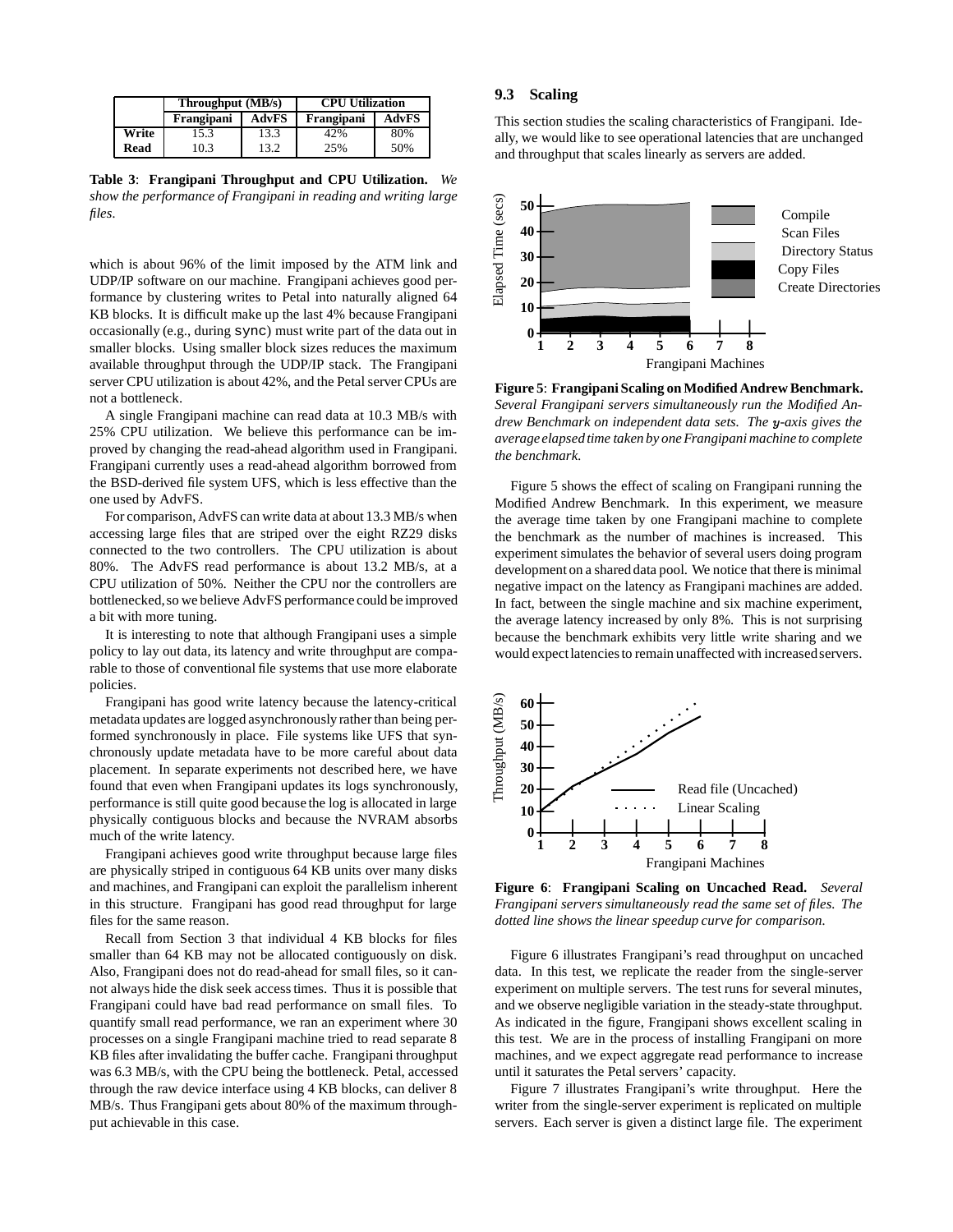| | Throughput (MB/s) | | CPU Utilization | |
|---|---|---|---|---|
| | Frangipani | AdvFS | Frangipani | AdvFS |
| **Write** | 15.3 | 13.3 | 42% | 80% |
| **Read** | 10.3 | 13.2 | 25% | 50% |

**Table 3**: **Frangipani Throughput and CPU Utilization.** *We show the performance of Frangipani in reading and writing large files.*

which is about 96% of the limit imposed by the ATM link and UDP/IP software on our machine. Frangipani achieves good performance by clustering writes to Petal into naturally aligned 64 KB blocks. It is difficult make up the last 4% because Frangipani occasionally (e.g., during sync) must write part of the data out in smaller blocks. Using smaller block sizes reduces the maximum available throughput through the UDP/IP stack. The Frangipani server CPU utilization is about 42%, and the Petal server CPUs are not a bottleneck.

A single Frangipani machine can read data at 10.3 MB/s with 25% CPU utilization. We believe this performance can be improved by changing the read-ahead algorithm used in Frangipani. Frangipani currently uses a read-ahead algorithm borrowed from the BSD-derived file system UFS, which is less effective than the one used by AdvFS.

For comparison, AdvFS can write data at about 13.3 MB/s when accessing large files that are striped over the eight RZ29 disks connected to the two controllers. The CPU utilization is about 80%. The AdvFS read performance is about 13.2 MB/s, at a CPU utilization of 50%. Neither the CPU nor the controllers are bottlenecked, so we believe AdvFS performance could be improved a bit with more tuning.

It is interesting to note that although Frangipani uses a simple policy to lay out data, its latency and write throughput are comparable to those of conventional file systems that use more elaborate policies.

Frangipani has good write latency because the latency-critical metadata updates are logged asynchronously rather than being performed synchronously in place. File systems like UFS that synchronously update metadata have to be more careful about data placement. In separate experiments not described here, we have found that even when Frangipani updates its logs synchronously, performance is still quite good because the log is allocated in large physically contiguous blocks and because the NVRAM absorbs much of the write latency.

Frangipani achieves good write throughput because large files are physically striped in contiguous 64 KB units over many disks and machines, and Frangipani can exploit the parallelism inherent in this structure. Frangipani has good read throughput for large files for the same reason.

Recall from Section 3 that individual 4 KB blocks for files smaller than 64 KB may not be allocated contiguously on disk. Also, Frangipani does not do read-ahead for small files, so it cannot always hide the disk seek access times. Thus it is possible that Frangipani could have bad read performance on small files. To quantify small read performance, we ran an experiment where 30 processes on a single Frangipani machine tried to read separate 8 KB files after invalidating the buffer cache. Frangipani throughput was 6.3 MB/s, with the CPU being the bottleneck. Petal, accessed through the raw device interface using 4 KB blocks, can deliver 8 MB/s. Thus Frangipani gets about 80% of the maximum throughput achievable in this case.

### 9.3 Scaling

This section studies the scaling characteristics of Frangipani. Ideally, we would like to see operational latencies that are unchanged and throughput that scales linearly as servers are added.

**Figure 5**: **Frangipani Scaling on Modified Andrew Benchmark.** *Several Frangipani servers simultaneously run the Modified Andrew Benchmark on independent data sets. The $y$-axis gives the average elapsed time taken by one Frangipani machine to complete the benchmark.*

Figure 5 shows the effect of scaling on Frangipani running the Modified Andrew Benchmark. In this experiment, we measure the average time taken by one Frangipani machine to complete the benchmark as the number of machines is increased. This experiment simulates the behavior of several users doing program development on a shared data pool. We notice that there is minimal negative impact on the latency as Frangipani machines are added. In fact, between the single machine and six machine experiment, the average latency increased by only 8%. This is not surprising because the benchmark exhibits very little write sharing and we would expect latencies to remain unaffected with increased servers.

**Figure 6**: **Frangipani Scaling on Uncached Read.** *Several Frangipani servers simultaneously read the same set of files. The dotted line shows the linear speedup curve for comparison.*

Figure 6 illustrates Frangipani's read throughput on uncached data. In this test, we replicate the reader from the single-server experiment on multiple servers. The test runs for several minutes, and we observe negligible variation in the steady-state throughput. As indicated in the figure, Frangipani shows excellent scaling in this test. We are in the process of installing Frangipani on more machines, and we expect aggregate read performance to increase until it saturates the Petal servers' capacity.

Figure 7 illustrates Frangipani's write throughput. Here the writer from the single-server experiment is replicated on multiple servers. Each server is given a distinct large file. The experiment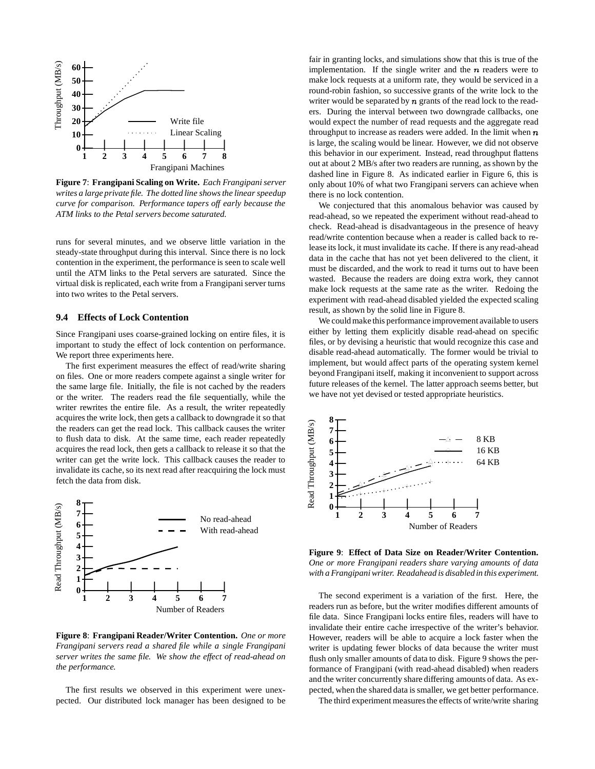60
50
40
30
20
10
0
Throughput (MB/s)
1 2 3 4 5 6 7 8
Frangipani Machines
Write file
Linear Scaling

**Figure 7**: **Frangipani Scaling on Write.** *Each Frangipani server writes a large private file. The dotted line shows the linear speedup curve for comparison. Performance tapers off early because the ATM links to the Petal servers become saturated.*

runs for several minutes, and we observe little variation in the steady-state throughput during this interval. Since there is no lock contention in the experiment, the performance is seen to scale well until the ATM links to the Petal servers are saturated. Since the virtual disk is replicated, each write from a Frangipani server turns into two writes to the Petal servers.

### 9.4 Effects of Lock Contention

Since Frangipani uses coarse-grained locking on entire files, it is important to study the effect of lock contention on performance. We report three experiments here.

The first experiment measures the effect of read/write sharing on files. One or more readers compete against a single writer for the same large file. Initially, the file is not cached by the readers or the writer. The readers read the file sequentially, while the writer rewrites the entire file. As a result, the writer repeatedly acquires the write lock, then gets a callback to downgrade it so that the readers can get the read lock. This callback causes the writer to flush data to disk. At the same time, each reader repeatedly acquires the read lock, then gets a callback to release it so that the writer can get the write lock. This callback causes the reader to invalidate its cache, so its next read after reacquiring the lock must fetch the data from disk.

8
7
6
5
4
3
2
1
0
Read Throughput (MB/s)
1 2 3 4 5 6 7
Number of Readers
No read-ahead
With read-ahead

**Figure 8**: **Frangipani Reader/Writer Contention.** *One or more Frangipani servers read a shared file while a single Frangipani server writes the same file. We show the effect of read-ahead on the performance.*

The first results we observed in this experiment were unexpected. Our distributed lock manager has been designed to be fair in granting locks, and simulations show that this is true of the implementation. If the single writer and the $n$ readers were to make lock requests at a uniform rate, they would be serviced in a round-robin fashion, so successive grants of the write lock to the writer would be separated by $n$ grants of the read lock to the readers. During the interval between two downgrade callbacks, one would expect the number of read requests and the aggregate read throughput to increase as readers were added. In the limit when $n$ is large, the scaling would be linear. However, we did not observe this behavior in our experiment. Instead, read throughput flattens out at about 2 MB/s after two readers are running, as shown by the dashed line in Figure 8. As indicated earlier in Figure 6, this is only about 10% of what two Frangipani servers can achieve when there is no lock contention.

We conjectured that this anomalous behavior was caused by read-ahead, so we repeated the experiment without read-ahead to check. Read-ahead is disadvantageous in the presence of heavy read/write contention because when a reader is called back to release its lock, it must invalidate its cache. If there is any read-ahead data in the cache that has not yet been delivered to the client, it must be discarded, and the work to read it turns out to have been wasted. Because the readers are doing extra work, they cannot make lock requests at the same rate as the writer. Redoing the experiment with read-ahead disabled yielded the expected scaling result, as shown by the solid line in Figure 8.

We could make this performance improvement available to users either by letting them explicitly disable read-ahead on specific files, or by devising a heuristic that would recognize this case and disable read-ahead automatically. The former would be trivial to implement, but would affect parts of the operating system kernel beyond Frangipani itself, making it inconvenient to support across future releases of the kernel. The latter approach seems better, but we have not yet devised or tested appropriate heuristics.

8
7
6
5
4
3
2
1
0
Read Throughput (MB/s)
1 2 3 4 5 6 7
Number of Readers
8 KB
16 KB
64 KB

**Figure 9**: **Effect of Data Size on Reader/Writer Contention.** *One or more Frangipani readers share varying amounts of data with a Frangipani writer. Readahead is disabled in this experiment.*

The second experiment is a variation of the first. Here, the readers run as before, but the writer modifies different amounts of file data. Since Frangipani locks entire files, readers will have to invalidate their entire cache irrespective of the writer's behavior. However, readers will be able to acquire a lock faster when the writer is updating fewer blocks of data because the writer must flush only smaller amounts of data to disk. Figure 9 shows the performance of Frangipani (with read-ahead disabled) when readers and the writer concurrently share differing amounts of data. As expected, when the shared data is smaller, we get better performance.

The third experiment measures the effects of write/write sharing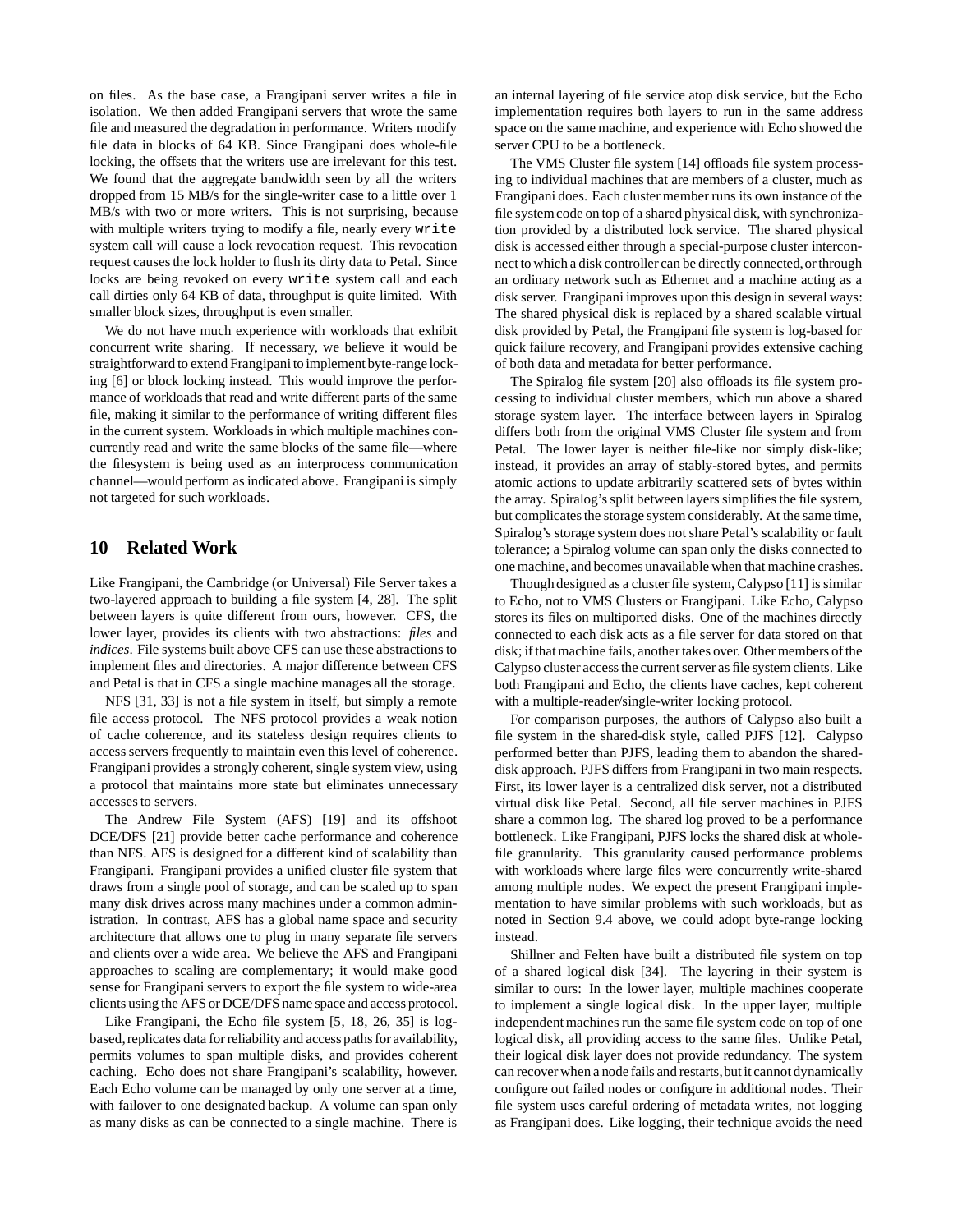on files. As the base case, a Frangipani server writes a file in isolation. We then added Frangipani servers that wrote the same file and measured the degradation in performance. Writers modify file data in blocks of 64 KB. Since Frangipani does whole-file locking, the offsets that the writers use are irrelevant for this test. We found that the aggregate bandwidth seen by all the writers dropped from 15 MB/s for the single-writer case to a little over 1 MB/s with two or more writers. This is not surprising, because with multiple writers trying to modify a file, nearly every `write` system call will cause a lock revocation request. This revocation request causes the lock holder to flush its dirty data to Petal. Since locks are being revoked on every `write` system call and each call dirties only 64 KB of data, throughput is quite limited. With smaller block sizes, throughput is even smaller.

We do not have much experience with workloads that exhibit concurrent write sharing. If necessary, we believe it would be straightforward to extend Frangipani to implement byte-range locking [6] or block locking instead. This would improve the performance of workloads that read and write different parts of the same file, making it similar to the performance of writing different files in the current system. Workloads in which multiple machines concurrently read and write the same blocks of the same file—where the filesystem is being used as an interprocess communication channel—would perform as indicated above. Frangipani is simply not targeted for such workloads.

## 10 Related Work

Like Frangipani, the Cambridge (or Universal) File Server takes a two-layered approach to building a file system [4, 28]. The split between layers is quite different from ours, however. CFS, the lower layer, provides its clients with two abstractions: *files* and *indices*. File systems built above CFS can use these abstractions to implement files and directories. A major difference between CFS and Petal is that in CFS a single machine manages all the storage.

NFS [31, 33] is not a file system in itself, but simply a remote file access protocol. The NFS protocol provides a weak notion of cache coherence, and its stateless design requires clients to access servers frequently to maintain even this level of coherence. Frangipani provides a strongly coherent, single system view, using a protocol that maintains more state but eliminates unnecessary accesses to servers.

The Andrew File System (AFS) [19] and its offshoot DCE/DFS [21] provide better cache performance and coherence than NFS. AFS is designed for a different kind of scalability than Frangipani. Frangipani provides a unified cluster file system that draws from a single pool of storage, and can be scaled up to span many disk drives across many machines under a common administration. In contrast, AFS has a global name space and security architecture that allows one to plug in many separate file servers and clients over a wide area. We believe the AFS and Frangipani approaches to scaling are complementary; it would make good sense for Frangipani servers to export the file system to wide-area clients using the AFS or DCE/DFS name space and access protocol.

Like Frangipani, the Echo file system [5, 18, 26, 35] is log-based, replicates data for reliability and access paths for availability, permits volumes to span multiple disks, and provides coherent caching. Echo does not share Frangipani's scalability, however. Each Echo volume can be managed by only one server at a time, with failover to one designated backup. A volume can span only as many disks as can be connected to a single machine. There is an internal layering of file service atop disk service, but the Echo implementation requires both layers to run in the same address space on the same machine, and experience with Echo showed the server CPU to be a bottleneck.

The VMS Cluster file system [14] offloads file system processing to individual machines that are members of a cluster, much as Frangipani does. Each cluster member runs its own instance of the file system code on top of a shared physical disk, with synchronization provided by a distributed lock service. The shared physical disk is accessed either through a special-purpose cluster interconnect to which a disk controller can be directly connected, or through an ordinary network such as Ethernet and a machine acting as a disk server. Frangipani improves upon this design in several ways: The shared physical disk is replaced by a shared scalable virtual disk provided by Petal, the Frangipani file system is log-based for quick failure recovery, and Frangipani provides extensive caching of both data and metadata for better performance.

The Spiralog file system [20] also offloads its file system processing to individual cluster members, which run above a shared storage system layer. The interface between layers in Spiralog differs both from the original VMS Cluster file system and from Petal. The lower layer is neither file-like nor simply disk-like; instead, it provides an array of stably-stored bytes, and permits atomic actions to update arbitrarily scattered sets of bytes within the array. Spiralog's split between layers simplifies the file system, but complicates the storage system considerably. At the same time, Spiralog's storage system does not share Petal's scalability or fault tolerance; a Spiralog volume can span only the disks connected to one machine, and becomes unavailable when that machine crashes.

Though designed as a cluster file system, Calypso [11] is similar to Echo, not to VMS Clusters or Frangipani. Like Echo, Calypso stores its files on multiported disks. One of the machines directly connected to each disk acts as a file server for data stored on that disk; if that machine fails, another takes over. Other members of the Calypso cluster access the current server as file system clients. Like both Frangipani and Echo, the clients have caches, kept coherent with a multiple-reader/single-writer locking protocol.

For comparison purposes, the authors of Calypso also built a file system in the shared-disk style, called PJFS [12]. Calypso performed better than PJFS, leading them to abandon the shared-disk approach. PJFS differs from Frangipani in two main respects. First, its lower layer is a centralized disk server, not a distributed virtual disk like Petal. Second, all file server machines in PJFS share a common log. The shared log proved to be a performance bottleneck. Like Frangipani, PJFS locks the shared disk at whole-file granularity. This granularity caused performance problems with workloads where large files were concurrently write-shared among multiple nodes. We expect the present Frangipani implementation to have similar problems with such workloads, but as noted in Section 9.4 above, we could adopt byte-range locking instead.

Shillner and Felten have built a distributed file system on top of a shared logical disk [34]. The layering in their system is similar to ours: In the lower layer, multiple machines cooperate to implement a single logical disk. In the upper layer, multiple independent machines run the same file system code on top of one logical disk, all providing access to the same files. Unlike Petal, their logical disk layer does not provide redundancy. The system can recover when a node fails and restarts, but it cannot dynamically configure out failed nodes or configure in additional nodes. Their file system uses careful ordering of metadata writes, not logging as Frangipani does. Like logging, their technique avoids the need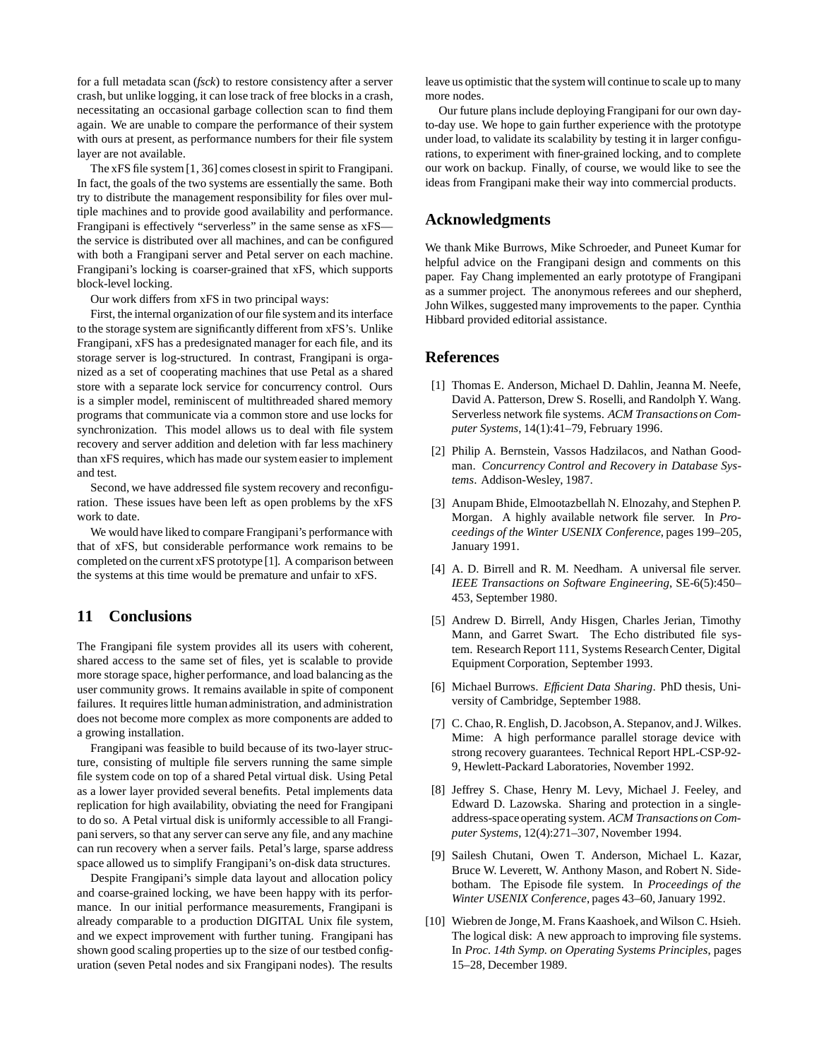for a full metadata scan (*fsck*) to restore consistency after a server crash, but unlike logging, it can lose track of free blocks in a crash, necessitating an occasional garbage collection scan to find them again. We are unable to compare the performance of their system with ours at present, as performance numbers for their file system layer are not available.

The xFS file system [1, 36] comes closest in spirit to Frangipani. In fact, the goals of the two systems are essentially the same. Both try to distribute the management responsibility for files over multiple machines and to provide good availability and performance. Frangipani is effectively "serverless" in the same sense as xFS—the service is distributed over all machines, and can be configured with both a Frangipani server and Petal server on each machine. Frangipani's locking is coarser-grained that xFS, which supports block-level locking.

Our work differs from xFS in two principal ways:

First, the internal organization of our file system and its interface to the storage system are significantly different from xFS's. Unlike Frangipani, xFS has a predesignated manager for each file, and its storage server is log-structured. In contrast, Frangipani is organized as a set of cooperating machines that use Petal as a shared store with a separate lock service for concurrency control. Ours is a simpler model, reminiscent of multithreaded shared memory programs that communicate via a common store and use locks for synchronization. This model allows us to deal with file system recovery and server addition and deletion with far less machinery than xFS requires, which has made our system easier to implement and test.

Second, we have addressed file system recovery and reconfiguration. These issues have been left as open problems by the xFS work to date.

We would have liked to compare Frangipani's performance with that of xFS, but considerable performance work remains to be completed on the current xFS prototype [1]. A comparison between the systems at this time would be premature and unfair to xFS.

## 11 Conclusions

The Frangipani file system provides all its users with coherent, shared access to the same set of files, yet is scalable to provide more storage space, higher performance, and load balancing as the user community grows. It remains available in spite of component failures. It requires little human administration, and administration does not become more complex as more components are added to a growing installation.

Frangipani was feasible to build because of its two-layer structure, consisting of multiple file servers running the same simple file system code on top of a shared Petal virtual disk. Using Petal as a lower layer provided several benefits. Petal implements data replication for high availability, obviating the need for Frangipani to do so. A Petal virtual disk is uniformly accessible to all Frangipani servers, so that any server can serve any file, and any machine can run recovery when a server fails. Petal's large, sparse address space allowed us to simplify Frangipani's on-disk data structures.

Despite Frangipani's simple data layout and allocation policy and coarse-grained locking, we have been happy with its performance. In our initial performance measurements, Frangipani is already comparable to a production DIGITAL Unix file system, and we expect improvement with further tuning. Frangipani has shown good scaling properties up to the size of our testbed configuration (seven Petal nodes and six Frangipani nodes). The results leave us optimistic that the system will continue to scale up to many more nodes.

Our future plans include deploying Frangipani for our own day-to-day use. We hope to gain further experience with the prototype under load, to validate its scalability by testing it in larger configurations, to experiment with finer-grained locking, and to complete our work on backup. Finally, of course, we would like to see the ideas from Frangipani make their way into commercial products.

## Acknowledgments

We thank Mike Burrows, Mike Schroeder, and Puneet Kumar for helpful advice on the Frangipani design and comments on this paper. Fay Chang implemented an early prototype of Frangipani as a summer project. The anonymous referees and our shepherd, John Wilkes, suggested many improvements to the paper. Cynthia Hibbard provided editorial assistance.

## References

[1] Thomas E. Anderson, Michael D. Dahlin, Jeanna M. Neefe, David A. Patterson, Drew S. Roselli, and Randolph Y. Wang. Serverless network file systems. *ACM Transactions on Computer Systems*, 14(1):41–79, February 1996.

[2] Philip A. Bernstein, Vassos Hadzilacos, and Nathan Goodman. *Concurrency Control and Recovery in Database Systems*. Addison-Wesley, 1987.

[3] Anupam Bhide, Elmootazbellah N. Elnozahy, and Stephen P. Morgan. A highly available network file server. In *Proceedings of the Winter USENIX Conference*, pages 199–205, January 1991.

[4] A. D. Birrell and R. M. Needham. A universal file server. *IEEE Transactions on Software Engineering*, SE-6(5):450–453, September 1980.

[5] Andrew D. Birrell, Andy Hisgen, Charles Jerian, Timothy Mann, and Garret Swart. The Echo distributed file system. Research Report 111, Systems Research Center, Digital Equipment Corporation, September 1993.

[6] Michael Burrows. *Efficient Data Sharing*. PhD thesis, University of Cambridge, September 1988.

[7] C. Chao, R. English, D. Jacobson, A. Stepanov, and J. Wilkes. Mime: A high performance parallel storage device with strong recovery guarantees. Technical Report HPL-CSP-92-9, Hewlett-Packard Laboratories, November 1992.

[8] Jeffrey S. Chase, Henry M. Levy, Michael J. Feeley, and Edward D. Lazowska. Sharing and protection in a single-address-space operating system. *ACM Transactions on Computer Systems*, 12(4):271–307, November 1994.

[9] Sailesh Chutani, Owen T. Anderson, Michael L. Kazar, Bruce W. Leverett, W. Anthony Mason, and Robert N. Sidebotham. The Episode file system. In *Proceedings of the Winter USENIX Conference*, pages 43–60, January 1992.

[10] Wiebren de Jonge, M. Frans Kaashoek, and Wilson C. Hsieh. The logical disk: A new approach to improving file systems. In *Proc. 14th Symp. on Operating Systems Principles*, pages 15–28, December 1989.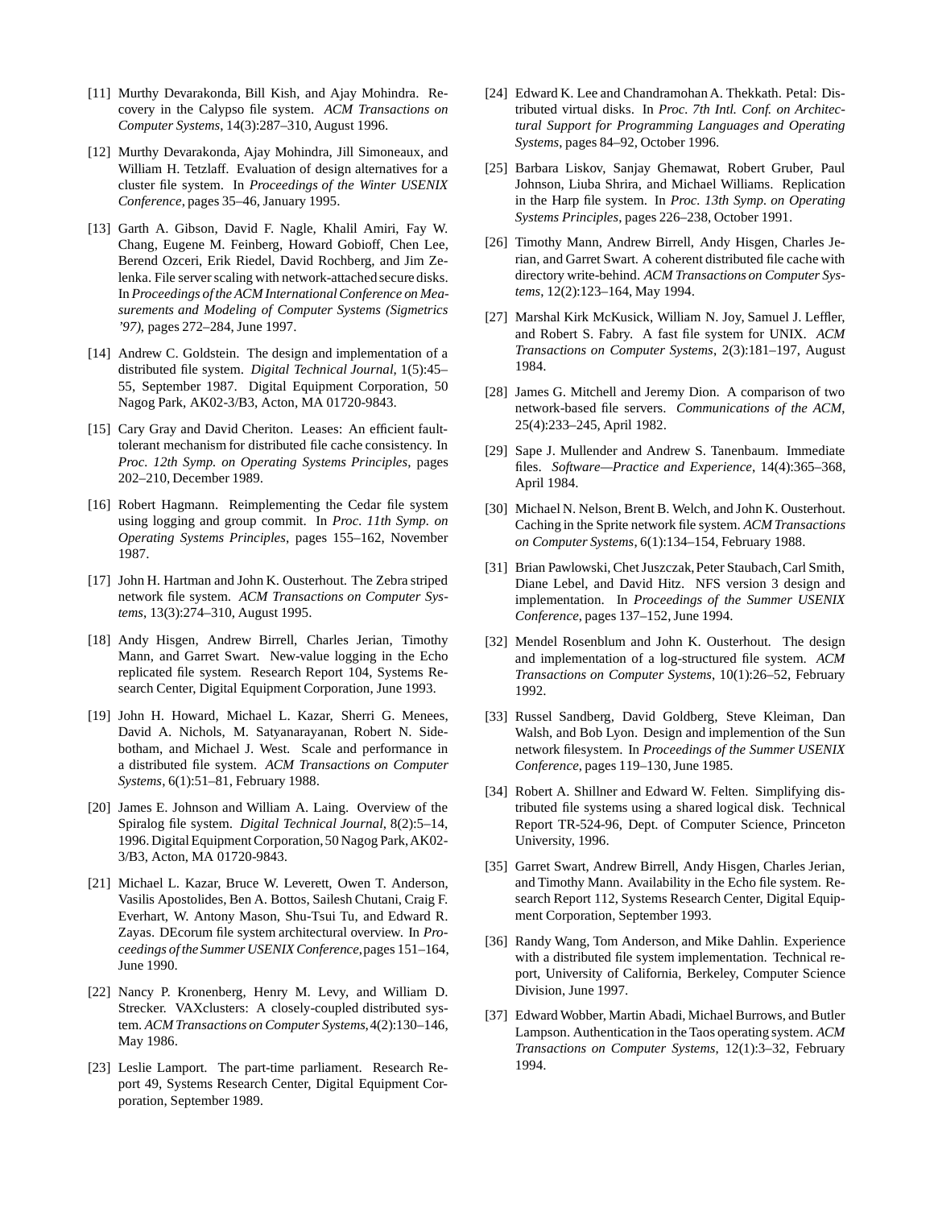[11] Murthy Devarakonda, Bill Kish, and Ajay Mohindra. Recovery in the Calypso file system. *ACM Transactions on Computer Systems*, 14(3):287–310, August 1996.

[12] Murthy Devarakonda, Ajay Mohindra, Jill Simoneaux, and William H. Tetzlaff. Evaluation of design alternatives for a cluster file system. In *Proceedings of the Winter USENIX Conference*, pages 35–46, January 1995.

[13] Garth A. Gibson, David F. Nagle, Khalil Amiri, Fay W. Chang, Eugene M. Feinberg, Howard Gobioff, Chen Lee, Berend Ozceri, Erik Riedel, David Rochberg, and Jim Zelenka. File server scaling with network-attached secure disks. In *Proceedings of the ACM International Conference on Measurements and Modeling of Computer Systems (Sigmetrics '97)*, pages 272–284, June 1997.

[14] Andrew C. Goldstein. The design and implementation of a distributed file system. *Digital Technical Journal*, 1(5):45–55, September 1987. Digital Equipment Corporation, 50 Nagog Park, AK02-3/B3, Acton, MA 01720-9843.

[15] Cary Gray and David Cheriton. Leases: An efficient fault-tolerant mechanism for distributed file cache consistency. In *Proc. 12th Symp. on Operating Systems Principles*, pages 202–210, December 1989.

[16] Robert Hagmann. Reimplementing the Cedar file system using logging and group commit. In *Proc. 11th Symp. on Operating Systems Principles*, pages 155–162, November 1987.

[17] John H. Hartman and John K. Ousterhout. The Zebra striped network file system. *ACM Transactions on Computer Systems*, 13(3):274–310, August 1995.

[18] Andy Hisgen, Andrew Birrell, Charles Jerian, Timothy Mann, and Garret Swart. New-value logging in the Echo replicated file system. Research Report 104, Systems Research Center, Digital Equipment Corporation, June 1993.

[19] John H. Howard, Michael L. Kazar, Sherri G. Menees, David A. Nichols, M. Satyanarayanan, Robert N. Sidebotham, and Michael J. West. Scale and performance in a distributed file system. *ACM Transactions on Computer Systems*, 6(1):51–81, February 1988.

[20] James E. Johnson and William A. Laing. Overview of the Spiralog file system. *Digital Technical Journal*, 8(2):5–14, 1996. Digital Equipment Corporation, 50 Nagog Park, AK02-3/B3, Acton, MA 01720-9843.

[21] Michael L. Kazar, Bruce W. Leverett, Owen T. Anderson, Vasilis Apostolides, Ben A. Bottos, Sailesh Chutani, Craig F. Everhart, W. Antony Mason, Shu-Tsui Tu, and Edward R. Zayas. DEcorum file system architectural overview. In *Proceedings of the Summer USENIX Conference*, pages 151–164, June 1990.

[22] Nancy P. Kronenberg, Henry M. Levy, and William D. Strecker. VAXclusters: A closely-coupled distributed system. *ACM Transactions on Computer Systems*, 4(2):130–146, May 1986.

[23] Leslie Lamport. The part-time parliament. Research Report 49, Systems Research Center, Digital Equipment Corporation, September 1989.

[24] Edward K. Lee and Chandramohan A. Thekkath. Petal: Distributed virtual disks. In *Proc. 7th Intl. Conf. on Architectural Support for Programming Languages and Operating Systems*, pages 84–92, October 1996.

[25] Barbara Liskov, Sanjay Ghemawat, Robert Gruber, Paul Johnson, Liuba Shrira, and Michael Williams. Replication in the Harp file system. In *Proc. 13th Symp. on Operating Systems Principles*, pages 226–238, October 1991.

[26] Timothy Mann, Andrew Birrell, Andy Hisgen, Charles Jerian, and Garret Swart. A coherent distributed file cache with directory write-behind. *ACM Transactions on Computer Systems*, 12(2):123–164, May 1994.

[27] Marshal Kirk McKusick, William N. Joy, Samuel J. Leffler, and Robert S. Fabry. A fast file system for UNIX. *ACM Transactions on Computer Systems*, 2(3):181–197, August 1984.

[28] James G. Mitchell and Jeremy Dion. A comparison of two network-based file servers. *Communications of the ACM*, 25(4):233–245, April 1982.

[29] Sape J. Mullender and Andrew S. Tanenbaum. Immediate files. *Software—Practice and Experience*, 14(4):365–368, April 1984.

[30] Michael N. Nelson, Brent B. Welch, and John K. Ousterhout. Caching in the Sprite network file system. *ACM Transactions on Computer Systems*, 6(1):134–154, February 1988.

[31] Brian Pawlowski, Chet Juszczak, Peter Staubach, Carl Smith, Diane Lebel, and David Hitz. NFS version 3 design and implementation. In *Proceedings of the Summer USENIX Conference*, pages 137–152, June 1994.

[32] Mendel Rosenblum and John K. Ousterhout. The design and implementation of a log-structured file system. *ACM Transactions on Computer Systems*, 10(1):26–52, February 1992.

[33] Russel Sandberg, David Goldberg, Steve Kleiman, Dan Walsh, and Bob Lyon. Design and implemention of the Sun network filesystem. In *Proceedings of the Summer USENIX Conference*, pages 119–130, June 1985.

[34] Robert A. Shillner and Edward W. Felten. Simplifying distributed file systems using a shared logical disk. Technical Report TR-524-96, Dept. of Computer Science, Princeton University, 1996.

[35] Garret Swart, Andrew Birrell, Andy Hisgen, Charles Jerian, and Timothy Mann. Availability in the Echo file system. Research Report 112, Systems Research Center, Digital Equipment Corporation, September 1993.

[36] Randy Wang, Tom Anderson, and Mike Dahlin. Experience with a distributed file system implementation. Technical report, University of California, Berkeley, Computer Science Division, June 1997.

[37] Edward Wobber, Martin Abadi, Michael Burrows, and Butler Lampson. Authentication in the Taos operating system. *ACM Transactions on Computer Systems*, 12(1):3–32, February 1994.